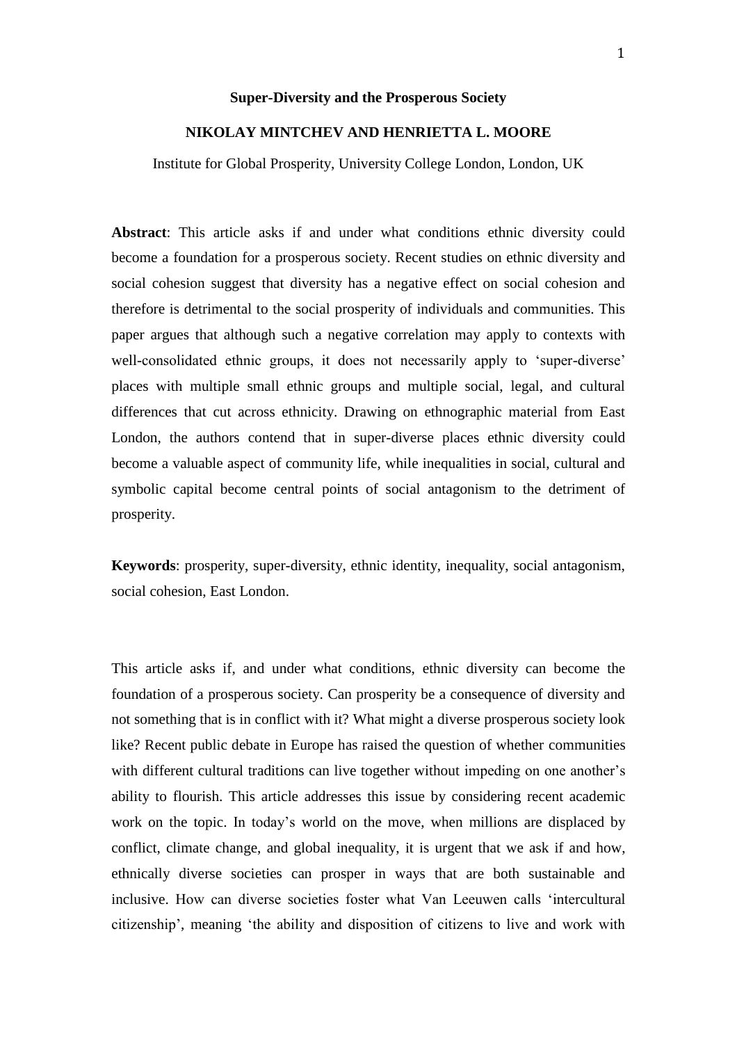# Super-Diversity and the Prosperous Society

**NIKOLAY MINTCHEV AND HENRIETTA L. MOORE**

Institute for Global Prosperity, University College London, London, UK

**Abstract**: This article asks if and under what conditions ethnic diversity could become a foundation for a prosperous society. Recent studies on ethnic diversity and social cohesion suggest that diversity has a negative effect on social cohesion and therefore is detrimental to the social prosperity of individuals and communities. This paper argues that although such a negative correlation may apply to contexts with well-consolidated ethnic groups, it does not necessarily apply to 'super-diverse' places with multiple small ethnic groups and multiple social, legal, and cultural differences that cut across ethnicity. Drawing on ethnographic material from East London, the authors contend that in super-diverse places ethnic diversity could become a valuable aspect of community life, while inequalities in social, cultural and symbolic capital become central points of social antagonism to the detriment of prosperity.

**Keywords**: prosperity, super-diversity, ethnic identity, inequality, social antagonism, social cohesion, East London.

This article asks if, and under what conditions, ethnic diversity can become the foundation of a prosperous society. Can prosperity be a consequence of diversity and not something that is in conflict with it? What might a diverse prosperous society look like? Recent public debate in Europe has raised the question of whether communities with different cultural traditions can live together without impeding on one another's ability to flourish. This article addresses this issue by considering recent academic work on the topic. In today's world on the move, when millions are displaced by conflict, climate change, and global inequality, it is urgent that we ask if and how, ethnically diverse societies can prosper in ways that are both sustainable and inclusive. How can diverse societies foster what Van Leeuwen calls 'intercultural citizenship', meaning 'the ability and disposition of citizens to live and work with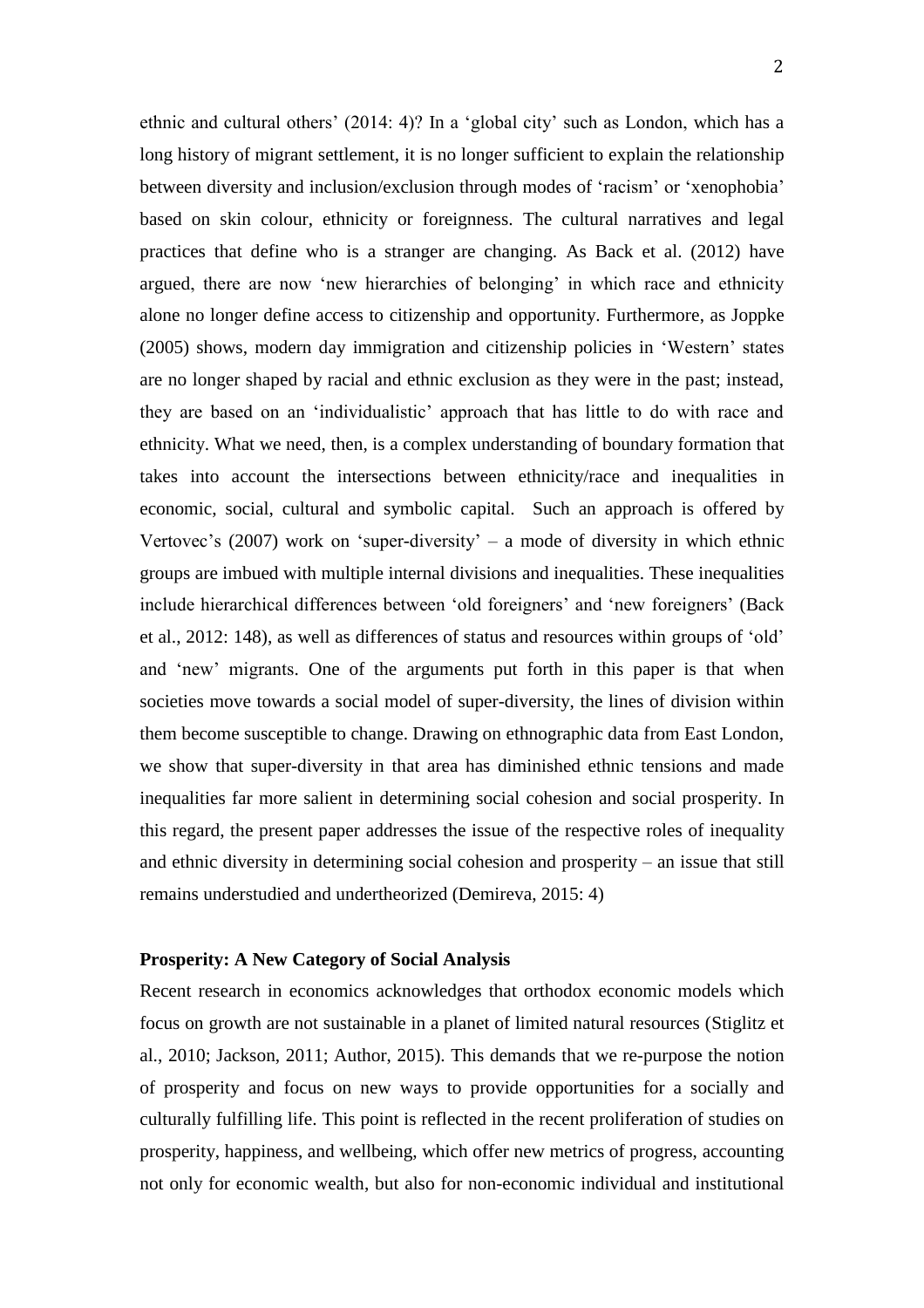ethnic and cultural others' (2014: 4)? In a 'global city' such as London, which has a long history of migrant settlement, it is no longer sufficient to explain the relationship between diversity and inclusion/exclusion through modes of 'racism' or 'xenophobia' based on skin colour, ethnicity or foreignness. The cultural narratives and legal practices that define who is a stranger are changing. As Back et al. (2012) have argued, there are now 'new hierarchies of belonging' in which race and ethnicity alone no longer define access to citizenship and opportunity. Furthermore, as Joppke (2005) shows, modern day immigration and citizenship policies in 'Western' states are no longer shaped by racial and ethnic exclusion as they were in the past; instead, they are based on an 'individualistic' approach that has little to do with race and ethnicity. What we need, then, is a complex understanding of boundary formation that takes into account the intersections between ethnicity/race and inequalities in economic, social, cultural and symbolic capital. Such an approach is offered by Vertovec's (2007) work on 'super-diversity' – a mode of diversity in which ethnic groups are imbued with multiple internal divisions and inequalities. These inequalities include hierarchical differences between 'old foreigners' and 'new foreigners' (Back et al., 2012: 148), as well as differences of status and resources within groups of 'old' and 'new' migrants. One of the arguments put forth in this paper is that when societies move towards a social model of super-diversity, the lines of division within them become susceptible to change. Drawing on ethnographic data from East London, we show that super-diversity in that area has diminished ethnic tensions and made inequalities far more salient in determining social cohesion and social prosperity. In this regard, the present paper addresses the issue of the respective roles of inequality and ethnic diversity in determining social cohesion and prosperity – an issue that still remains understudied and undertheorized (Demireva, 2015: 4)

## Prosperity: A New Category of Social Analysis

Recent research in economics acknowledges that orthodox economic models which focus on growth are not sustainable in a planet of limited natural resources (Stiglitz et al., 2010; Jackson, 2011; Author, 2015). This demands that we re-purpose the notion of prosperity and focus on new ways to provide opportunities for a socially and culturally fulfilling life. This point is reflected in the recent proliferation of studies on prosperity, happiness, and wellbeing, which offer new metrics of progress, accounting not only for economic wealth, but also for non-economic individual and institutional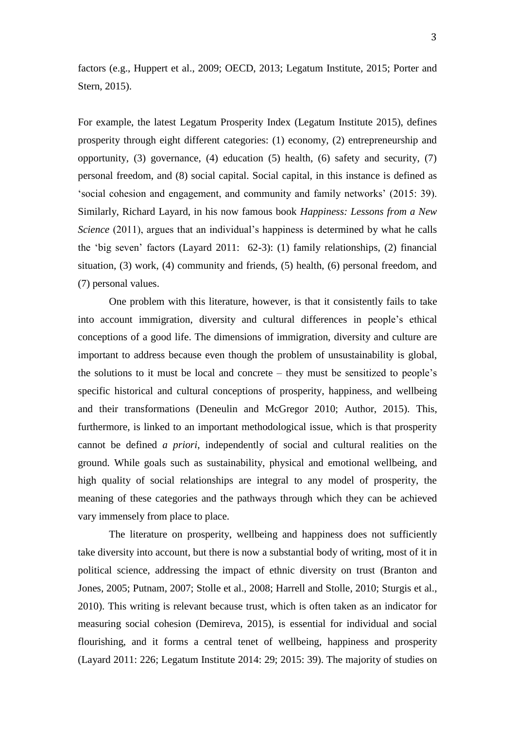factors (e.g., Huppert et al., 2009; OECD, 2013; Legatum Institute, 2015; Porter and Stern, 2015).

For example, the latest Legatum Prosperity Index (Legatum Institute 2015), defines prosperity through eight different categories: (1) economy, (2) entrepreneurship and opportunity, (3) governance, (4) education (5) health, (6) safety and security, (7) personal freedom, and (8) social capital. Social capital, in this instance is defined as 'social cohesion and engagement, and community and family networks' (2015: 39). Similarly, Richard Layard, in his now famous book *Happiness: Lessons from a New Science* (2011), argues that an individual's happiness is determined by what he calls the 'big seven' factors (Layard 2011: 62-3): (1) family relationships, (2) financial situation, (3) work, (4) community and friends, (5) health, (6) personal freedom, and (7) personal values.

One problem with this literature, however, is that it consistently fails to take into account immigration, diversity and cultural differences in people's ethical conceptions of a good life. The dimensions of immigration, diversity and culture are important to address because even though the problem of unsustainability is global, the solutions to it must be local and concrete – they must be sensitized to people's specific historical and cultural conceptions of prosperity, happiness, and wellbeing and their transformations (Deneulin and McGregor 2010; Author, 2015). This, furthermore, is linked to an important methodological issue, which is that prosperity cannot be defined *a priori*, independently of social and cultural realities on the ground. While goals such as sustainability, physical and emotional wellbeing, and high quality of social relationships are integral to any model of prosperity, the meaning of these categories and the pathways through which they can be achieved vary immensely from place to place.

The literature on prosperity, wellbeing and happiness does not sufficiently take diversity into account, but there is now a substantial body of writing, most of it in political science, addressing the impact of ethnic diversity on trust (Branton and Jones, 2005; Putnam, 2007; Stolle et al., 2008; Harrell and Stolle, 2010; Sturgis et al., 2010). This writing is relevant because trust, which is often taken as an indicator for measuring social cohesion (Demireva, 2015), is essential for individual and social flourishing, and it forms a central tenet of wellbeing, happiness and prosperity (Layard 2011: 226; Legatum Institute 2014: 29; 2015: 39). The majority of studies on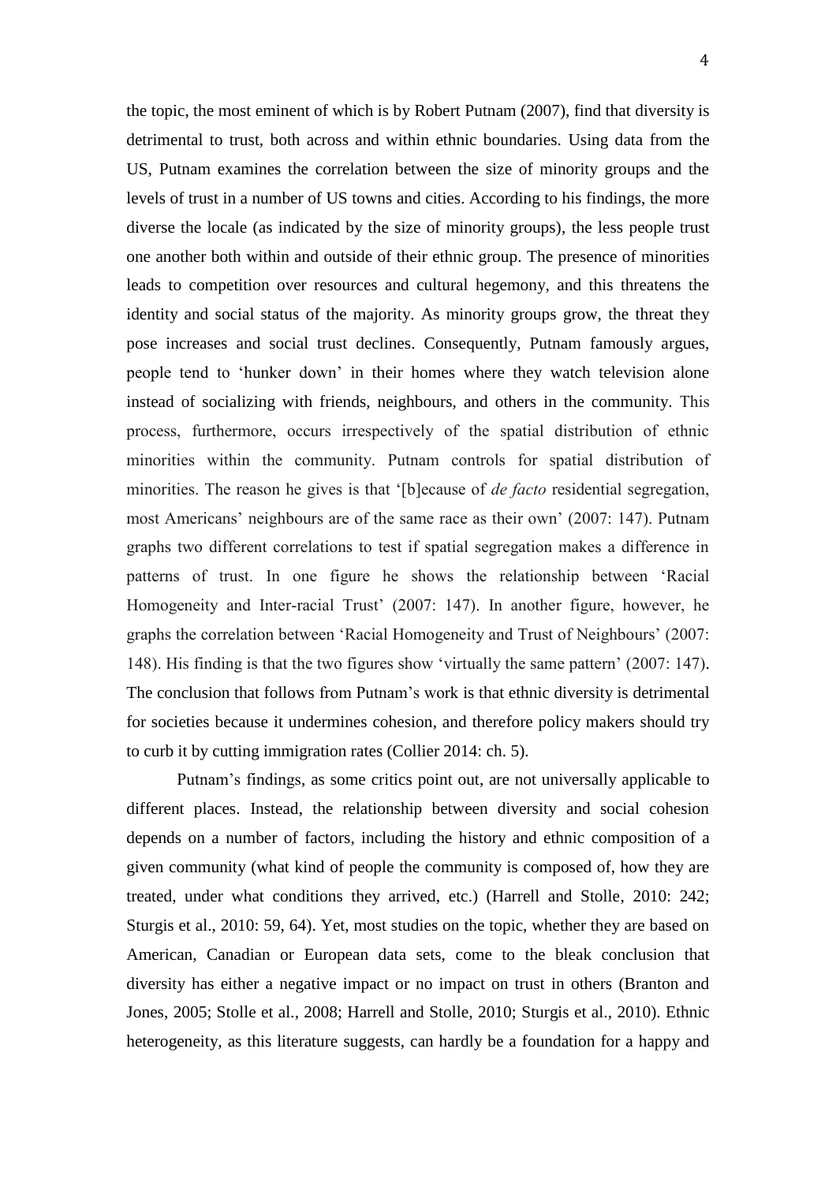the topic, the most eminent of which is by Robert Putnam (2007), find that diversity is detrimental to trust, both across and within ethnic boundaries. Using data from the US, Putnam examines the correlation between the size of minority groups and the levels of trust in a number of US towns and cities. According to his findings, the more diverse the locale (as indicated by the size of minority groups), the less people trust one another both within and outside of their ethnic group. The presence of minorities leads to competition over resources and cultural hegemony, and this threatens the identity and social status of the majority. As minority groups grow, the threat they pose increases and social trust declines. Consequently, Putnam famously argues, people tend to 'hunker down' in their homes where they watch television alone instead of socializing with friends, neighbours, and others in the community. This process, furthermore, occurs irrespectively of the spatial distribution of ethnic minorities within the community. Putnam controls for spatial distribution of minorities. The reason he gives is that '[b]ecause of *de facto* residential segregation, most Americans' neighbours are of the same race as their own' (2007: 147). Putnam graphs two different correlations to test if spatial segregation makes a difference in patterns of trust. In one figure he shows the relationship between 'Racial Homogeneity and Inter-racial Trust' (2007: 147). In another figure, however, he graphs the correlation between 'Racial Homogeneity and Trust of Neighbours' (2007: 148). His finding is that the two figures show 'virtually the same pattern' (2007: 147). The conclusion that follows from Putnam's work is that ethnic diversity is detrimental for societies because it undermines cohesion, and therefore policy makers should try to curb it by cutting immigration rates (Collier 2014: ch. 5).

Putnam's findings, as some critics point out, are not universally applicable to different places. Instead, the relationship between diversity and social cohesion depends on a number of factors, including the history and ethnic composition of a given community (what kind of people the community is composed of, how they are treated, under what conditions they arrived, etc.) (Harrell and Stolle, 2010: 242; Sturgis et al., 2010: 59, 64). Yet, most studies on the topic, whether they are based on American, Canadian or European data sets, come to the bleak conclusion that diversity has either a negative impact or no impact on trust in others (Branton and Jones, 2005; Stolle et al., 2008; Harrell and Stolle, 2010; Sturgis et al., 2010). Ethnic heterogeneity, as this literature suggests, can hardly be a foundation for a happy and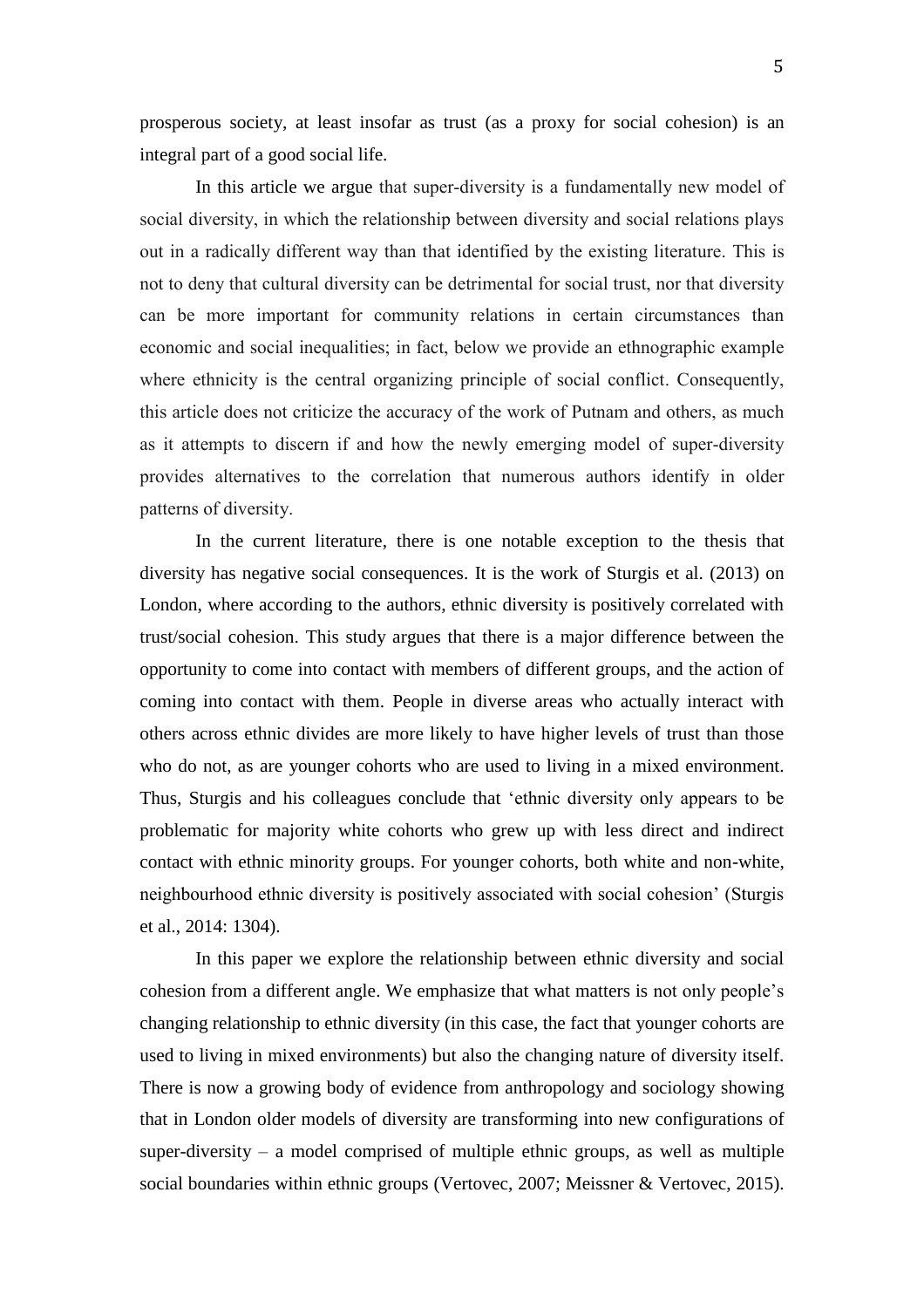prosperous society, at least insofar as trust (as a proxy for social cohesion) is an integral part of a good social life.

In this article we argue that super-diversity is a fundamentally new model of social diversity, in which the relationship between diversity and social relations plays out in a radically different way than that identified by the existing literature. This is not to deny that cultural diversity can be detrimental for social trust, nor that diversity can be more important for community relations in certain circumstances than economic and social inequalities; in fact, below we provide an ethnographic example where ethnicity is the central organizing principle of social conflict. Consequently, this article does not criticize the accuracy of the work of Putnam and others, as much as it attempts to discern if and how the newly emerging model of super-diversity provides alternatives to the correlation that numerous authors identify in older patterns of diversity.

In the current literature, there is one notable exception to the thesis that diversity has negative social consequences. It is the work of Sturgis et al. (2013) on London, where according to the authors, ethnic diversity is positively correlated with trust/social cohesion. This study argues that there is a major difference between the opportunity to come into contact with members of different groups, and the action of coming into contact with them. People in diverse areas who actually interact with others across ethnic divides are more likely to have higher levels of trust than those who do not, as are younger cohorts who are used to living in a mixed environment. Thus, Sturgis and his colleagues conclude that 'ethnic diversity only appears to be problematic for majority white cohorts who grew up with less direct and indirect contact with ethnic minority groups. For younger cohorts, both white and non-white, neighbourhood ethnic diversity is positively associated with social cohesion' (Sturgis et al., 2014: 1304).

In this paper we explore the relationship between ethnic diversity and social cohesion from a different angle. We emphasize that what matters is not only people's changing relationship to ethnic diversity (in this case, the fact that younger cohorts are used to living in mixed environments) but also the changing nature of diversity itself. There is now a growing body of evidence from anthropology and sociology showing that in London older models of diversity are transforming into new configurations of super-diversity – a model comprised of multiple ethnic groups, as well as multiple social boundaries within ethnic groups (Vertovec, 2007; Meissner & Vertovec, 2015).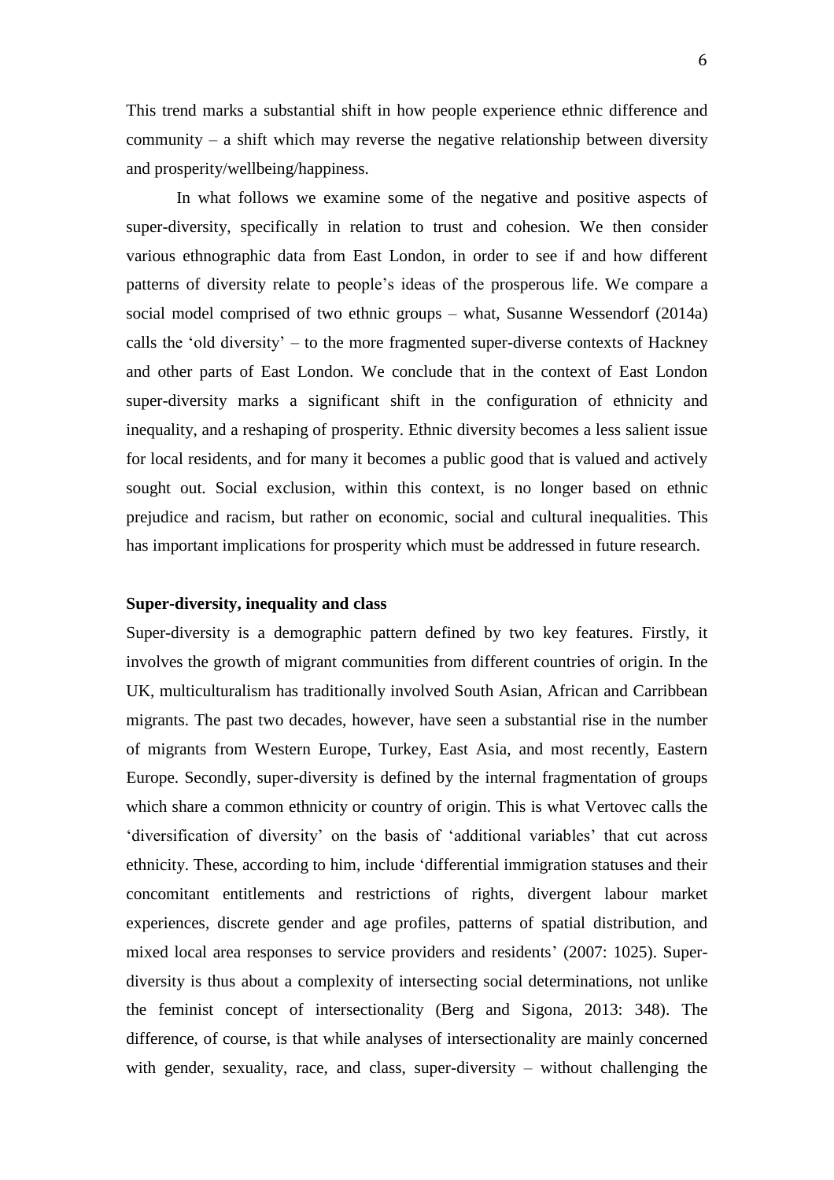This trend marks a substantial shift in how people experience ethnic difference and community – a shift which may reverse the negative relationship between diversity and prosperity/wellbeing/happiness.

In what follows we examine some of the negative and positive aspects of super-diversity, specifically in relation to trust and cohesion. We then consider various ethnographic data from East London, in order to see if and how different patterns of diversity relate to people's ideas of the prosperous life. We compare a social model comprised of two ethnic groups – what, Susanne Wessendorf (2014a) calls the 'old diversity' – to the more fragmented super-diverse contexts of Hackney and other parts of East London. We conclude that in the context of East London super-diversity marks a significant shift in the configuration of ethnicity and inequality, and a reshaping of prosperity. Ethnic diversity becomes a less salient issue for local residents, and for many it becomes a public good that is valued and actively sought out. Social exclusion, within this context, is no longer based on ethnic prejudice and racism, but rather on economic, social and cultural inequalities. This has important implications for prosperity which must be addressed in future research.

**Super-diversity, inequality and class**

Super-diversity is a demographic pattern defined by two key features. Firstly, it involves the growth of migrant communities from different countries of origin. In the UK, multiculturalism has traditionally involved South Asian, African and Carribbean migrants. The past two decades, however, have seen a substantial rise in the number of migrants from Western Europe, Turkey, East Asia, and most recently, Eastern Europe. Secondly, super-diversity is defined by the internal fragmentation of groups which share a common ethnicity or country of origin. This is what Vertovec calls the 'diversification of diversity' on the basis of 'additional variables' that cut across ethnicity. These, according to him, include 'differential immigration statuses and their concomitant entitlements and restrictions of rights, divergent labour market experiences, discrete gender and age profiles, patterns of spatial distribution, and mixed local area responses to service providers and residents' (2007: 1025). Super-diversity is thus about a complexity of intersecting social determinations, not unlike the feminist concept of intersectionality (Berg and Sigona, 2013: 348). The difference, of course, is that while analyses of intersectionality are mainly concerned with gender, sexuality, race, and class, super-diversity – without challenging the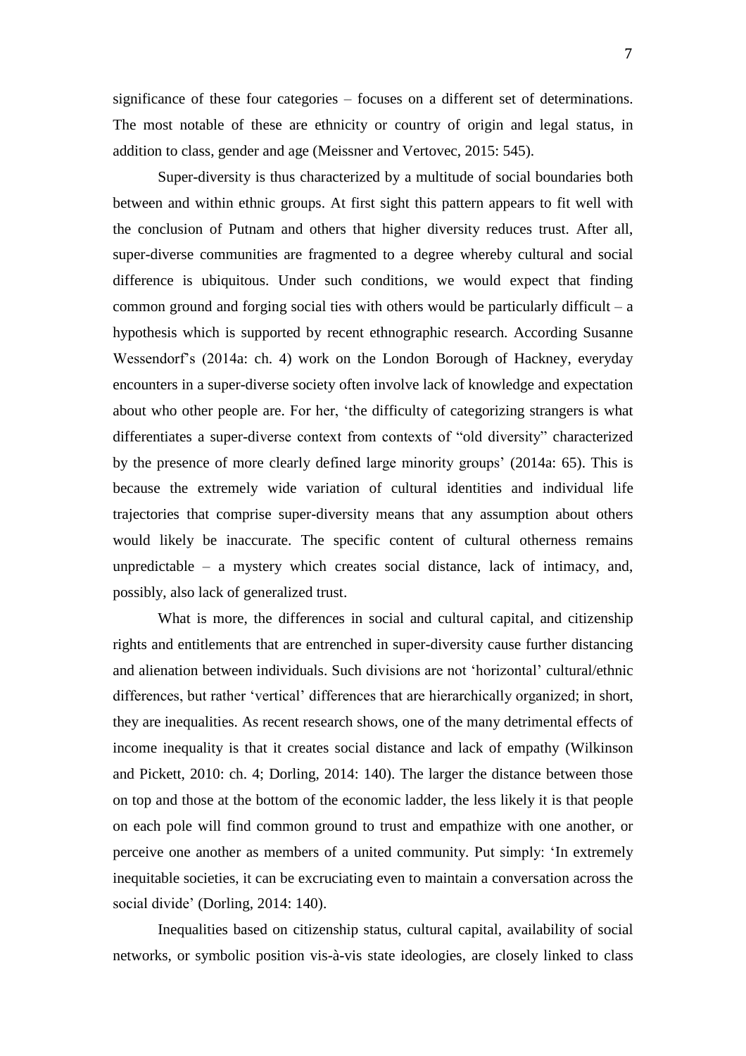significance of these four categories – focuses on a different set of determinations. The most notable of these are ethnicity or country of origin and legal status, in addition to class, gender and age (Meissner and Vertovec, 2015: 545).

Super-diversity is thus characterized by a multitude of social boundaries both between and within ethnic groups. At first sight this pattern appears to fit well with the conclusion of Putnam and others that higher diversity reduces trust. After all, super-diverse communities are fragmented to a degree whereby cultural and social difference is ubiquitous. Under such conditions, we would expect that finding common ground and forging social ties with others would be particularly difficult – a hypothesis which is supported by recent ethnographic research. According Susanne Wessendorf's (2014a: ch. 4) work on the London Borough of Hackney, everyday encounters in a super-diverse society often involve lack of knowledge and expectation about who other people are. For her, 'the difficulty of categorizing strangers is what differentiates a super-diverse context from contexts of "old diversity" characterized by the presence of more clearly defined large minority groups' (2014a: 65). This is because the extremely wide variation of cultural identities and individual life trajectories that comprise super-diversity means that any assumption about others would likely be inaccurate. The specific content of cultural otherness remains unpredictable – a mystery which creates social distance, lack of intimacy, and, possibly, also lack of generalized trust.

What is more, the differences in social and cultural capital, and citizenship rights and entitlements that are entrenched in super-diversity cause further distancing and alienation between individuals. Such divisions are not 'horizontal' cultural/ethnic differences, but rather 'vertical' differences that are hierarchically organized; in short, they are inequalities. As recent research shows, one of the many detrimental effects of income inequality is that it creates social distance and lack of empathy (Wilkinson and Pickett, 2010: ch. 4; Dorling, 2014: 140). The larger the distance between those on top and those at the bottom of the economic ladder, the less likely it is that people on each pole will find common ground to trust and empathize with one another, or perceive one another as members of a united community. Put simply: 'In extremely inequitable societies, it can be excruciating even to maintain a conversation across the social divide' (Dorling, 2014: 140).

Inequalities based on citizenship status, cultural capital, availability of social networks, or symbolic position vis-à-vis state ideologies, are closely linked to class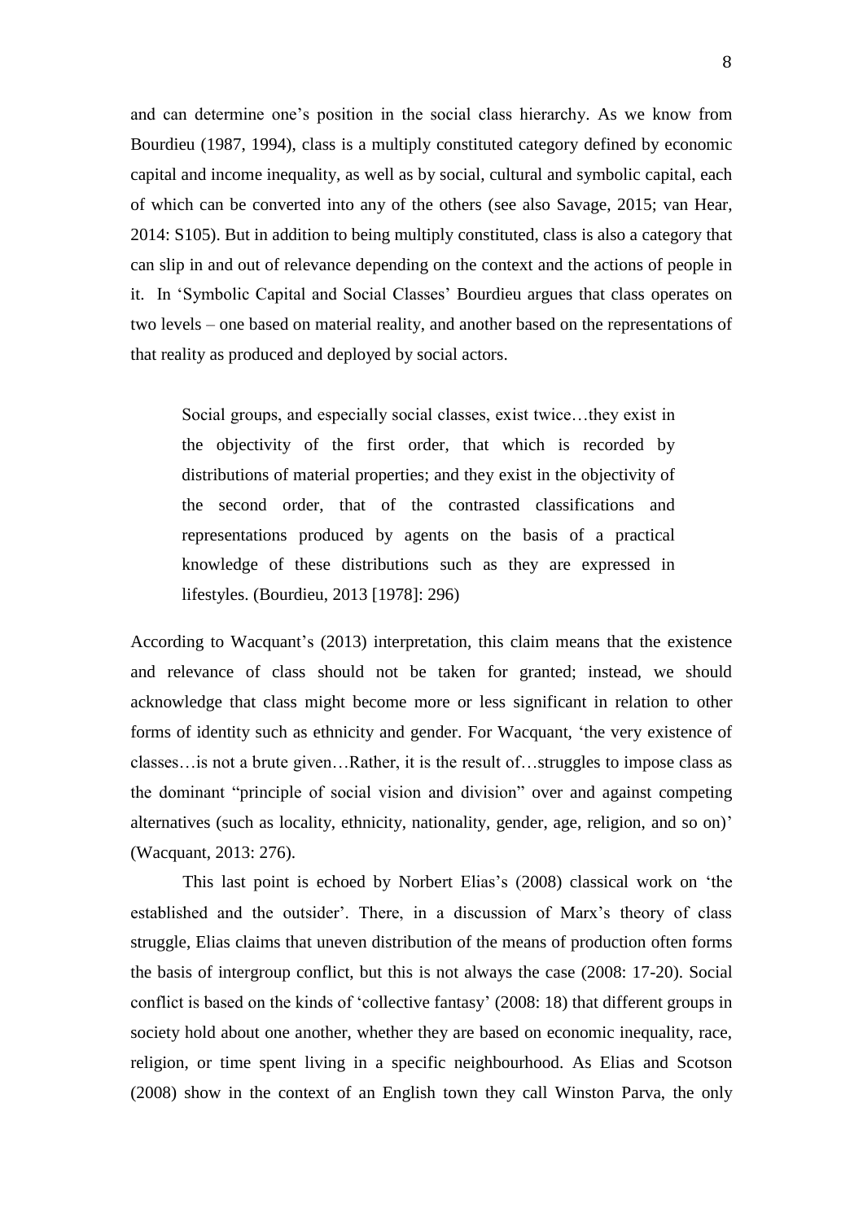and can determine one's position in the social class hierarchy. As we know from Bourdieu (1987, 1994), class is a multiply constituted category defined by economic capital and income inequality, as well as by social, cultural and symbolic capital, each of which can be converted into any of the others (see also Savage, 2015; van Hear, 2014: S105). But in addition to being multiply constituted, class is also a category that can slip in and out of relevance depending on the context and the actions of people in it. In 'Symbolic Capital and Social Classes' Bourdieu argues that class operates on two levels – one based on material reality, and another based on the representations of that reality as produced and deployed by social actors.

> Social groups, and especially social classes, exist twice…they exist in the objectivity of the first order, that which is recorded by distributions of material properties; and they exist in the objectivity of the second order, that of the contrasted classifications and representations produced by agents on the basis of a practical knowledge of these distributions such as they are expressed in lifestyles. (Bourdieu, 2013 [1978]: 296)

According to Wacquant's (2013) interpretation, this claim means that the existence and relevance of class should not be taken for granted; instead, we should acknowledge that class might become more or less significant in relation to other forms of identity such as ethnicity and gender. For Wacquant, 'the very existence of classes…is not a brute given…Rather, it is the result of…struggles to impose class as the dominant "principle of social vision and division" over and against competing alternatives (such as locality, ethnicity, nationality, gender, age, religion, and so on)' (Wacquant, 2013: 276).

This last point is echoed by Norbert Elias's (2008) classical work on 'the established and the outsider'. There, in a discussion of Marx's theory of class struggle, Elias claims that uneven distribution of the means of production often forms the basis of intergroup conflict, but this is not always the case (2008: 17-20). Social conflict is based on the kinds of 'collective fantasy' (2008: 18) that different groups in society hold about one another, whether they are based on economic inequality, race, religion, or time spent living in a specific neighbourhood. As Elias and Scotson (2008) show in the context of an English town they call Winston Parva, the only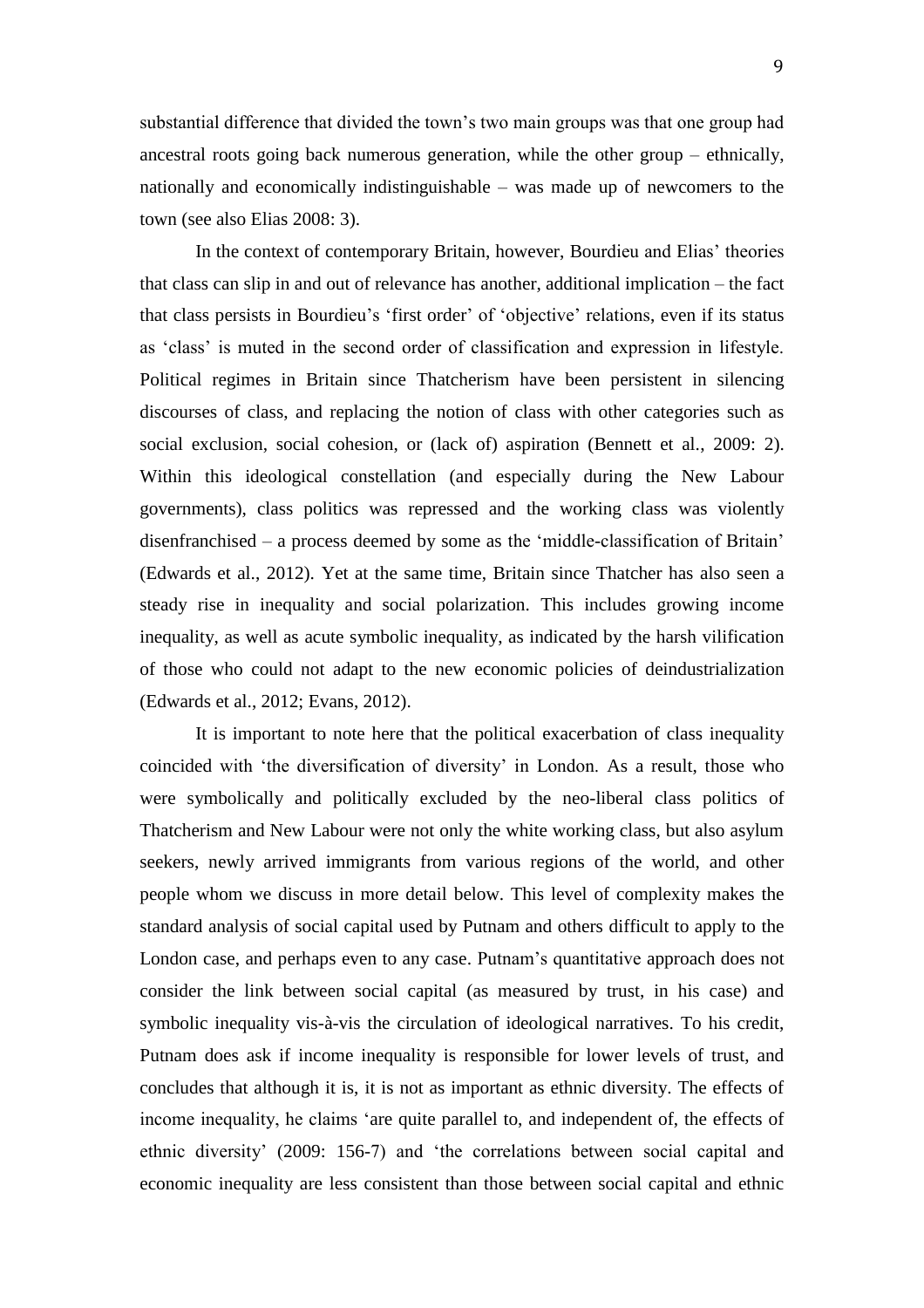substantial difference that divided the town's two main groups was that one group had ancestral roots going back numerous generation, while the other group – ethnically, nationally and economically indistinguishable – was made up of newcomers to the town (see also Elias 2008: 3).

In the context of contemporary Britain, however, Bourdieu and Elias' theories that class can slip in and out of relevance has another, additional implication – the fact that class persists in Bourdieu's 'first order' of 'objective' relations, even if its status as 'class' is muted in the second order of classification and expression in lifestyle. Political regimes in Britain since Thatcherism have been persistent in silencing discourses of class, and replacing the notion of class with other categories such as social exclusion, social cohesion, or (lack of) aspiration (Bennett et al., 2009: 2). Within this ideological constellation (and especially during the New Labour governments), class politics was repressed and the working class was violently disenfranchised – a process deemed by some as the 'middle-classification of Britain' (Edwards et al., 2012). Yet at the same time, Britain since Thatcher has also seen a steady rise in inequality and social polarization. This includes growing income inequality, as well as acute symbolic inequality, as indicated by the harsh vilification of those who could not adapt to the new economic policies of deindustrialization (Edwards et al., 2012; Evans, 2012).

It is important to note here that the political exacerbation of class inequality coincided with 'the diversification of diversity' in London. As a result, those who were symbolically and politically excluded by the neo-liberal class politics of Thatcherism and New Labour were not only the white working class, but also asylum seekers, newly arrived immigrants from various regions of the world, and other people whom we discuss in more detail below. This level of complexity makes the standard analysis of social capital used by Putnam and others difficult to apply to the London case, and perhaps even to any case. Putnam's quantitative approach does not consider the link between social capital (as measured by trust, in his case) and symbolic inequality vis-à-vis the circulation of ideological narratives. To his credit, Putnam does ask if income inequality is responsible for lower levels of trust, and concludes that although it is, it is not as important as ethnic diversity. The effects of income inequality, he claims 'are quite parallel to, and independent of, the effects of ethnic diversity' (2009: 156-7) and 'the correlations between social capital and economic inequality are less consistent than those between social capital and ethnic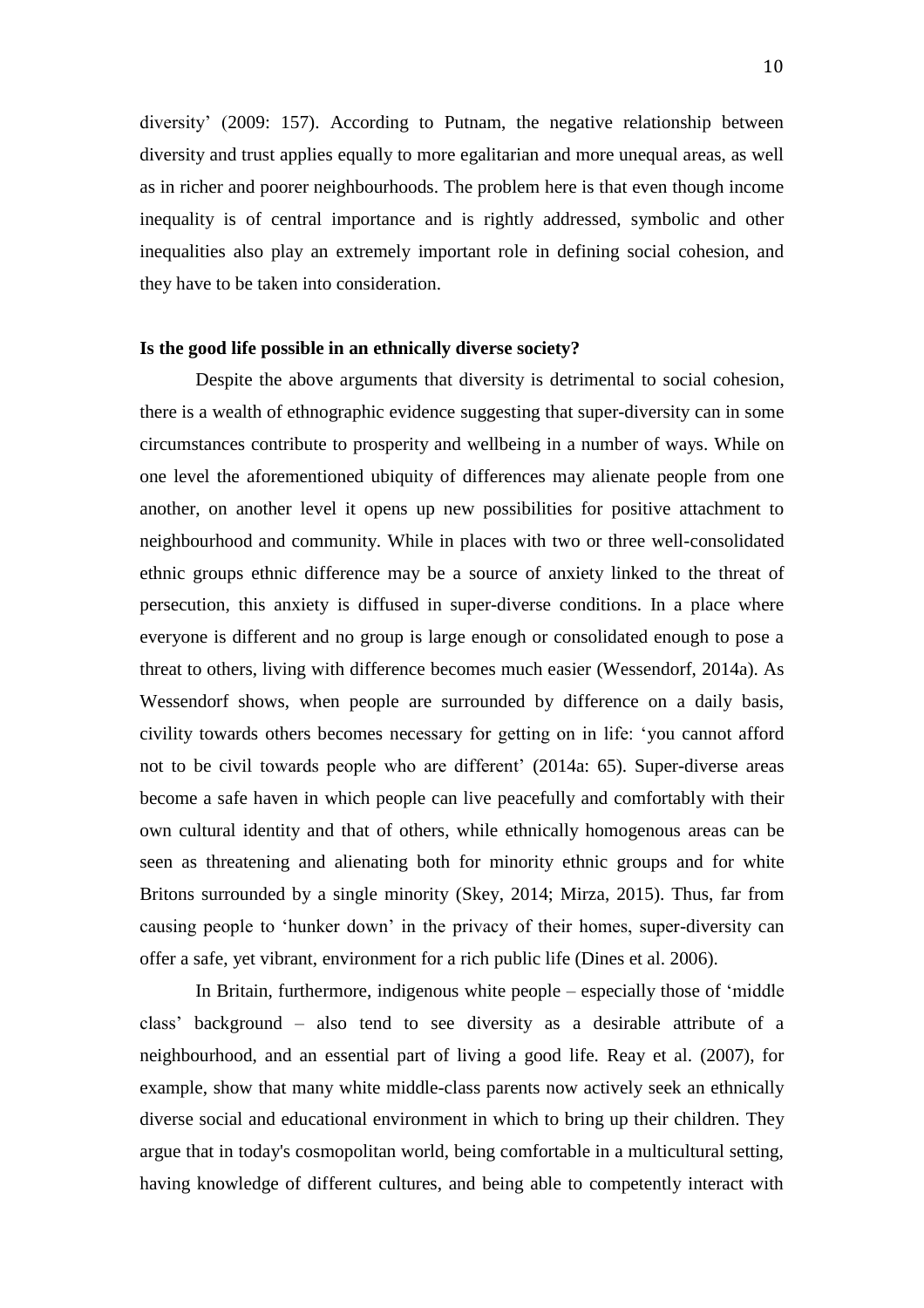diversity' (2009: 157). According to Putnam, the negative relationship between diversity and trust applies equally to more egalitarian and more unequal areas, as well as in richer and poorer neighbourhoods. The problem here is that even though income inequality is of central importance and is rightly addressed, symbolic and other inequalities also play an extremely important role in defining social cohesion, and they have to be taken into consideration.

**Is the good life possible in an ethnically diverse society?**

Despite the above arguments that diversity is detrimental to social cohesion, there is a wealth of ethnographic evidence suggesting that super-diversity can in some circumstances contribute to prosperity and wellbeing in a number of ways. While on one level the aforementioned ubiquity of differences may alienate people from one another, on another level it opens up new possibilities for positive attachment to neighbourhood and community. While in places with two or three well-consolidated ethnic groups ethnic difference may be a source of anxiety linked to the threat of persecution, this anxiety is diffused in super-diverse conditions. In a place where everyone is different and no group is large enough or consolidated enough to pose a threat to others, living with difference becomes much easier (Wessendorf, 2014a). As Wessendorf shows, when people are surrounded by difference on a daily basis, civility towards others becomes necessary for getting on in life: 'you cannot afford not to be civil towards people who are different' (2014a: 65). Super-diverse areas become a safe haven in which people can live peacefully and comfortably with their own cultural identity and that of others, while ethnically homogenous areas can be seen as threatening and alienating both for minority ethnic groups and for white Britons surrounded by a single minority (Skey, 2014; Mirza, 2015). Thus, far from causing people to 'hunker down' in the privacy of their homes, super-diversity can offer a safe, yet vibrant, environment for a rich public life (Dines et al. 2006).

In Britain, furthermore, indigenous white people – especially those of 'middle class' background – also tend to see diversity as a desirable attribute of a neighbourhood, and an essential part of living a good life. Reay et al. (2007), for example, show that many white middle-class parents now actively seek an ethnically diverse social and educational environment in which to bring up their children. They argue that in today's cosmopolitan world, being comfortable in a multicultural setting, having knowledge of different cultures, and being able to competently interact with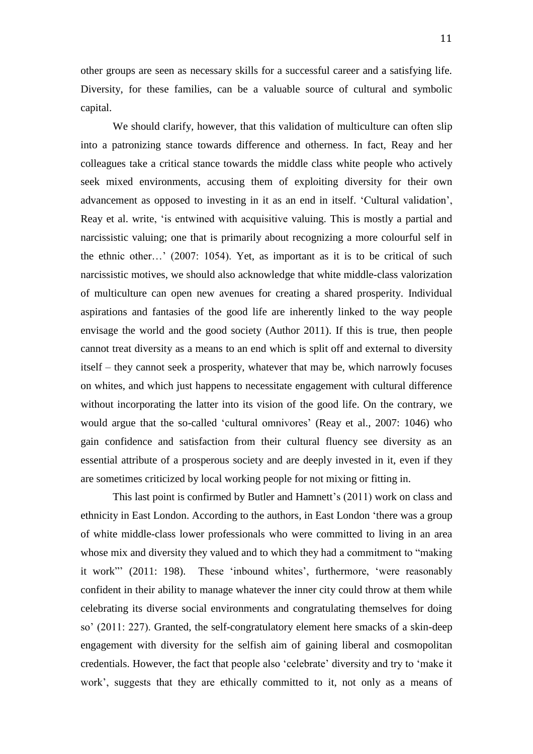other groups are seen as necessary skills for a successful career and a satisfying life. Diversity, for these families, can be a valuable source of cultural and symbolic capital.

We should clarify, however, that this validation of multiculture can often slip into a patronizing stance towards difference and otherness. In fact, Reay and her colleagues take a critical stance towards the middle class white people who actively seek mixed environments, accusing them of exploiting diversity for their own advancement as opposed to investing in it as an end in itself. 'Cultural validation', Reay et al. write, 'is entwined with acquisitive valuing. This is mostly a partial and narcissistic valuing; one that is primarily about recognizing a more colourful self in the ethnic other…' (2007: 1054). Yet, as important as it is to be critical of such narcissistic motives, we should also acknowledge that white middle-class valorization of multiculture can open new avenues for creating a shared prosperity. Individual aspirations and fantasies of the good life are inherently linked to the way people envisage the world and the good society (Author 2011). If this is true, then people cannot treat diversity as a means to an end which is split off and external to diversity itself – they cannot seek a prosperity, whatever that may be, which narrowly focuses on whites, and which just happens to necessitate engagement with cultural difference without incorporating the latter into its vision of the good life. On the contrary, we would argue that the so-called 'cultural omnivores' (Reay et al., 2007: 1046) who gain confidence and satisfaction from their cultural fluency see diversity as an essential attribute of a prosperous society and are deeply invested in it, even if they are sometimes criticized by local working people for not mixing or fitting in.

This last point is confirmed by Butler and Hamnett's (2011) work on class and ethnicity in East London. According to the authors, in East London 'there was a group of white middle-class lower professionals who were committed to living in an area whose mix and diversity they valued and to which they had a commitment to "making it work"' (2011: 198). These 'inbound whites', furthermore, 'were reasonably confident in their ability to manage whatever the inner city could throw at them while celebrating its diverse social environments and congratulating themselves for doing so' (2011: 227). Granted, the self-congratulatory element here smacks of a skin-deep engagement with diversity for the selfish aim of gaining liberal and cosmopolitan credentials. However, the fact that people also 'celebrate' diversity and try to 'make it work', suggests that they are ethically committed to it, not only as a means of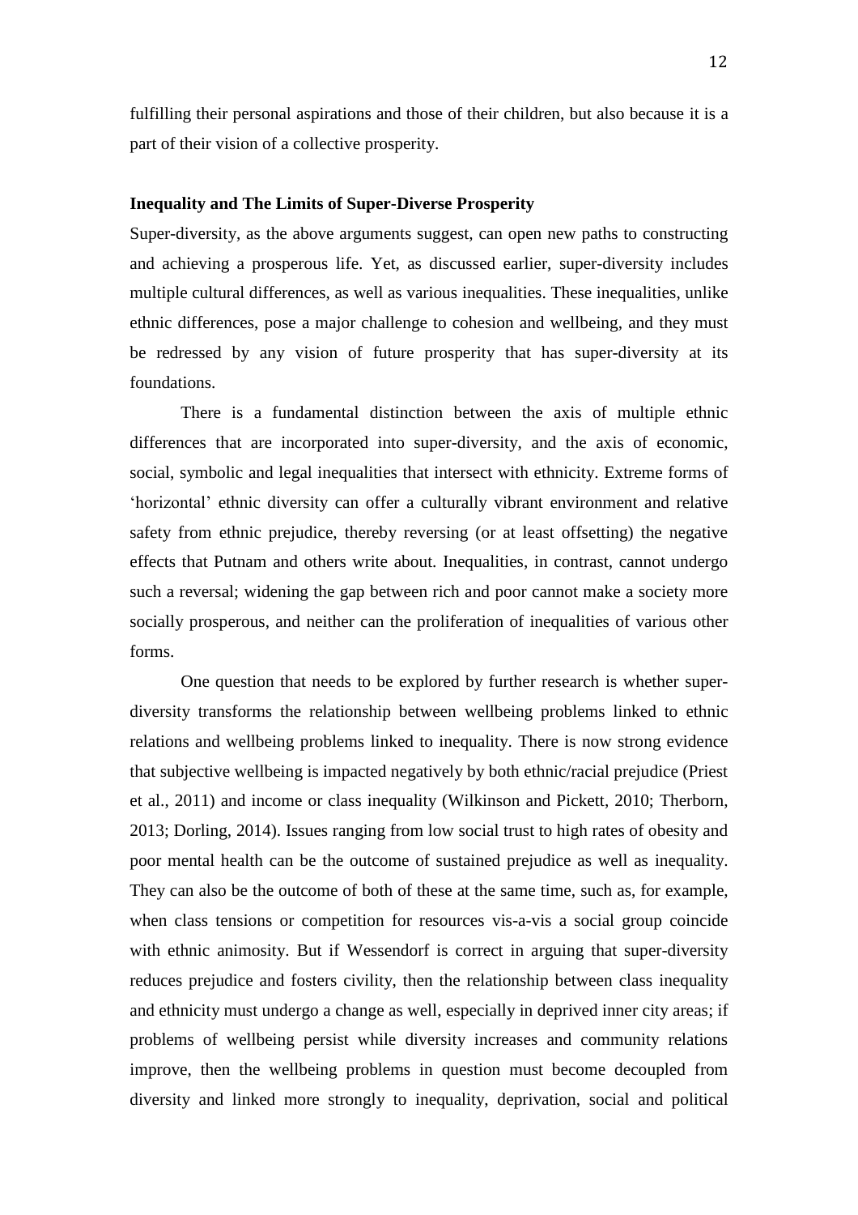fulfilling their personal aspirations and those of their children, but also because it is a part of their vision of a collective prosperity.

**Inequality and The Limits of Super-Diverse Prosperity**

Super-diversity, as the above arguments suggest, can open new paths to constructing and achieving a prosperous life. Yet, as discussed earlier, super-diversity includes multiple cultural differences, as well as various inequalities. These inequalities, unlike ethnic differences, pose a major challenge to cohesion and wellbeing, and they must be redressed by any vision of future prosperity that has super-diversity at its foundations.

There is a fundamental distinction between the axis of multiple ethnic differences that are incorporated into super-diversity, and the axis of economic, social, symbolic and legal inequalities that intersect with ethnicity. Extreme forms of 'horizontal' ethnic diversity can offer a culturally vibrant environment and relative safety from ethnic prejudice, thereby reversing (or at least offsetting) the negative effects that Putnam and others write about. Inequalities, in contrast, cannot undergo such a reversal; widening the gap between rich and poor cannot make a society more socially prosperous, and neither can the proliferation of inequalities of various other forms.

One question that needs to be explored by further research is whether super-diversity transforms the relationship between wellbeing problems linked to ethnic relations and wellbeing problems linked to inequality. There is now strong evidence that subjective wellbeing is impacted negatively by both ethnic/racial prejudice (Priest et al., 2011) and income or class inequality (Wilkinson and Pickett, 2010; Therborn, 2013; Dorling, 2014). Issues ranging from low social trust to high rates of obesity and poor mental health can be the outcome of sustained prejudice as well as inequality. They can also be the outcome of both of these at the same time, such as, for example, when class tensions or competition for resources vis-a-vis a social group coincide with ethnic animosity. But if Wessendorf is correct in arguing that super-diversity reduces prejudice and fosters civility, then the relationship between class inequality and ethnicity must undergo a change as well, especially in deprived inner city areas; if problems of wellbeing persist while diversity increases and community relations improve, then the wellbeing problems in question must become decoupled from diversity and linked more strongly to inequality, deprivation, social and political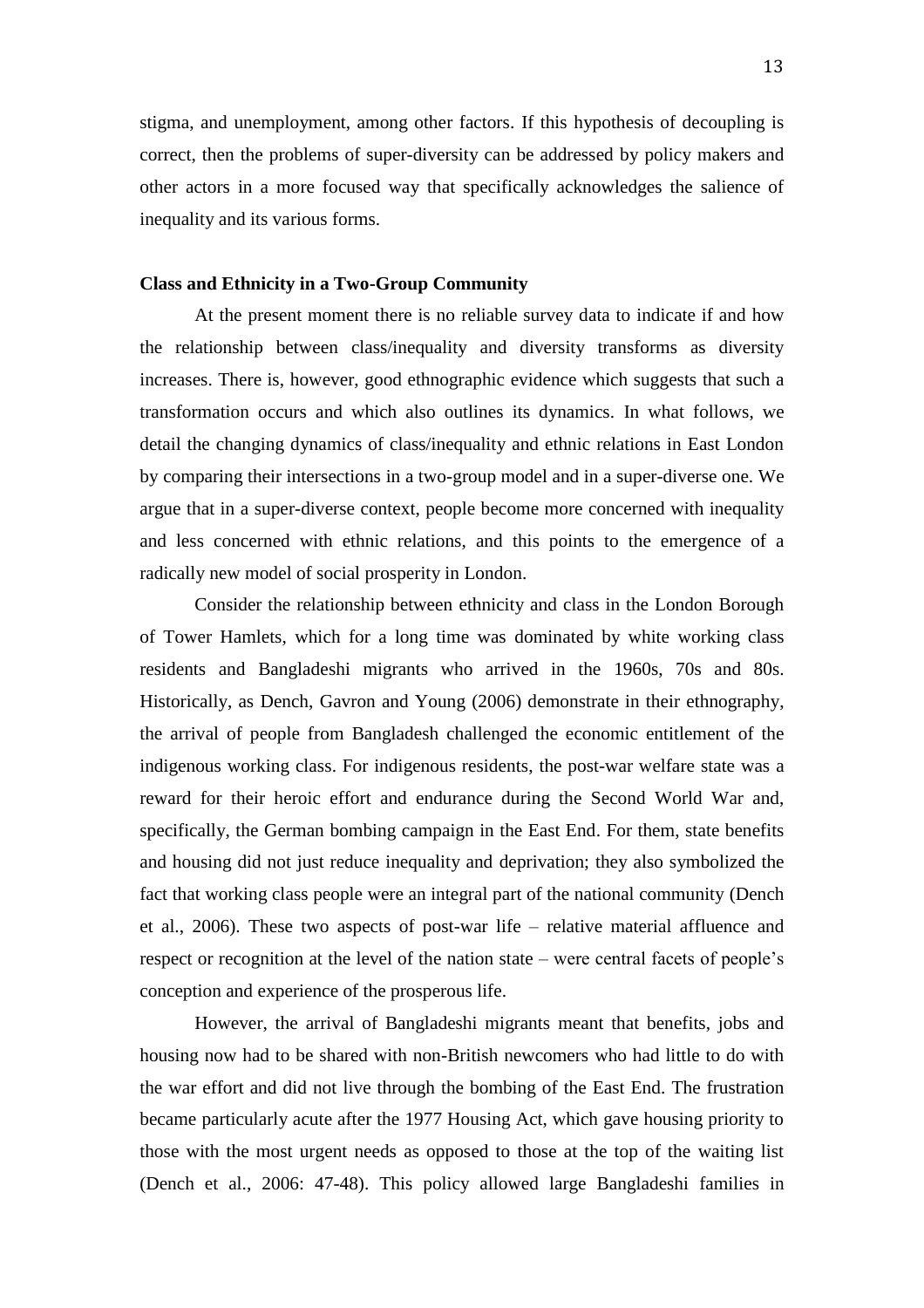stigma, and unemployment, among other factors. If this hypothesis of decoupling is correct, then the problems of super-diversity can be addressed by policy makers and other actors in a more focused way that specifically acknowledges the salience of inequality and its various forms.

**Class and Ethnicity in a Two-Group Community**

At the present moment there is no reliable survey data to indicate if and how the relationship between class/inequality and diversity transforms as diversity increases. There is, however, good ethnographic evidence which suggests that such a transformation occurs and which also outlines its dynamics. In what follows, we detail the changing dynamics of class/inequality and ethnic relations in East London by comparing their intersections in a two-group model and in a super-diverse one. We argue that in a super-diverse context, people become more concerned with inequality and less concerned with ethnic relations, and this points to the emergence of a radically new model of social prosperity in London.

Consider the relationship between ethnicity and class in the London Borough of Tower Hamlets, which for a long time was dominated by white working class residents and Bangladeshi migrants who arrived in the 1960s, 70s and 80s. Historically, as Dench, Gavron and Young (2006) demonstrate in their ethnography, the arrival of people from Bangladesh challenged the economic entitlement of the indigenous working class. For indigenous residents, the post-war welfare state was a reward for their heroic effort and endurance during the Second World War and, specifically, the German bombing campaign in the East End. For them, state benefits and housing did not just reduce inequality and deprivation; they also symbolized the fact that working class people were an integral part of the national community (Dench et al., 2006). These two aspects of post-war life – relative material affluence and respect or recognition at the level of the nation state – were central facets of people's conception and experience of the prosperous life.

However, the arrival of Bangladeshi migrants meant that benefits, jobs and housing now had to be shared with non-British newcomers who had little to do with the war effort and did not live through the bombing of the East End. The frustration became particularly acute after the 1977 Housing Act, which gave housing priority to those with the most urgent needs as opposed to those at the top of the waiting list (Dench et al., 2006: 47-48). This policy allowed large Bangladeshi families in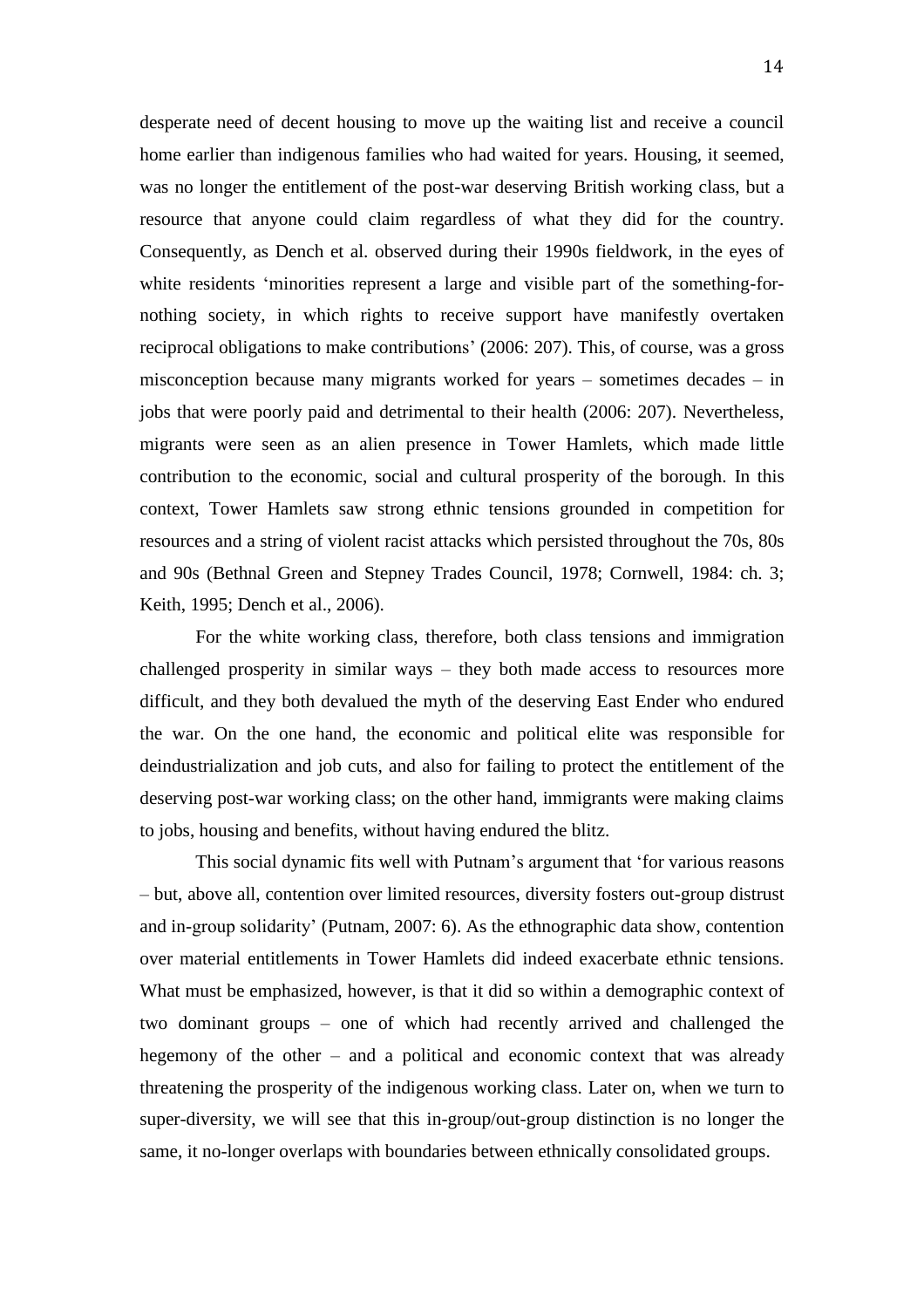desperate need of decent housing to move up the waiting list and receive a council home earlier than indigenous families who had waited for years. Housing, it seemed, was no longer the entitlement of the post-war deserving British working class, but a resource that anyone could claim regardless of what they did for the country. Consequently, as Dench et al. observed during their 1990s fieldwork, in the eyes of white residents 'minorities represent a large and visible part of the something-for-nothing society, in which rights to receive support have manifestly overtaken reciprocal obligations to make contributions' (2006: 207). This, of course, was a gross misconception because many migrants worked for years – sometimes decades – in jobs that were poorly paid and detrimental to their health (2006: 207). Nevertheless, migrants were seen as an alien presence in Tower Hamlets, which made little contribution to the economic, social and cultural prosperity of the borough. In this context, Tower Hamlets saw strong ethnic tensions grounded in competition for resources and a string of violent racist attacks which persisted throughout the 70s, 80s and 90s (Bethnal Green and Stepney Trades Council, 1978; Cornwell, 1984: ch. 3; Keith, 1995; Dench et al., 2006).

For the white working class, therefore, both class tensions and immigration challenged prosperity in similar ways – they both made access to resources more difficult, and they both devalued the myth of the deserving East Ender who endured the war. On the one hand, the economic and political elite was responsible for deindustrialization and job cuts, and also for failing to protect the entitlement of the deserving post-war working class; on the other hand, immigrants were making claims to jobs, housing and benefits, without having endured the blitz.

This social dynamic fits well with Putnam's argument that 'for various reasons – but, above all, contention over limited resources, diversity fosters out-group distrust and in-group solidarity' (Putnam, 2007: 6). As the ethnographic data show, contention over material entitlements in Tower Hamlets did indeed exacerbate ethnic tensions. What must be emphasized, however, is that it did so within a demographic context of two dominant groups – one of which had recently arrived and challenged the hegemony of the other – and a political and economic context that was already threatening the prosperity of the indigenous working class. Later on, when we turn to super-diversity, we will see that this in-group/out-group distinction is no longer the same, it no-longer overlaps with boundaries between ethnically consolidated groups.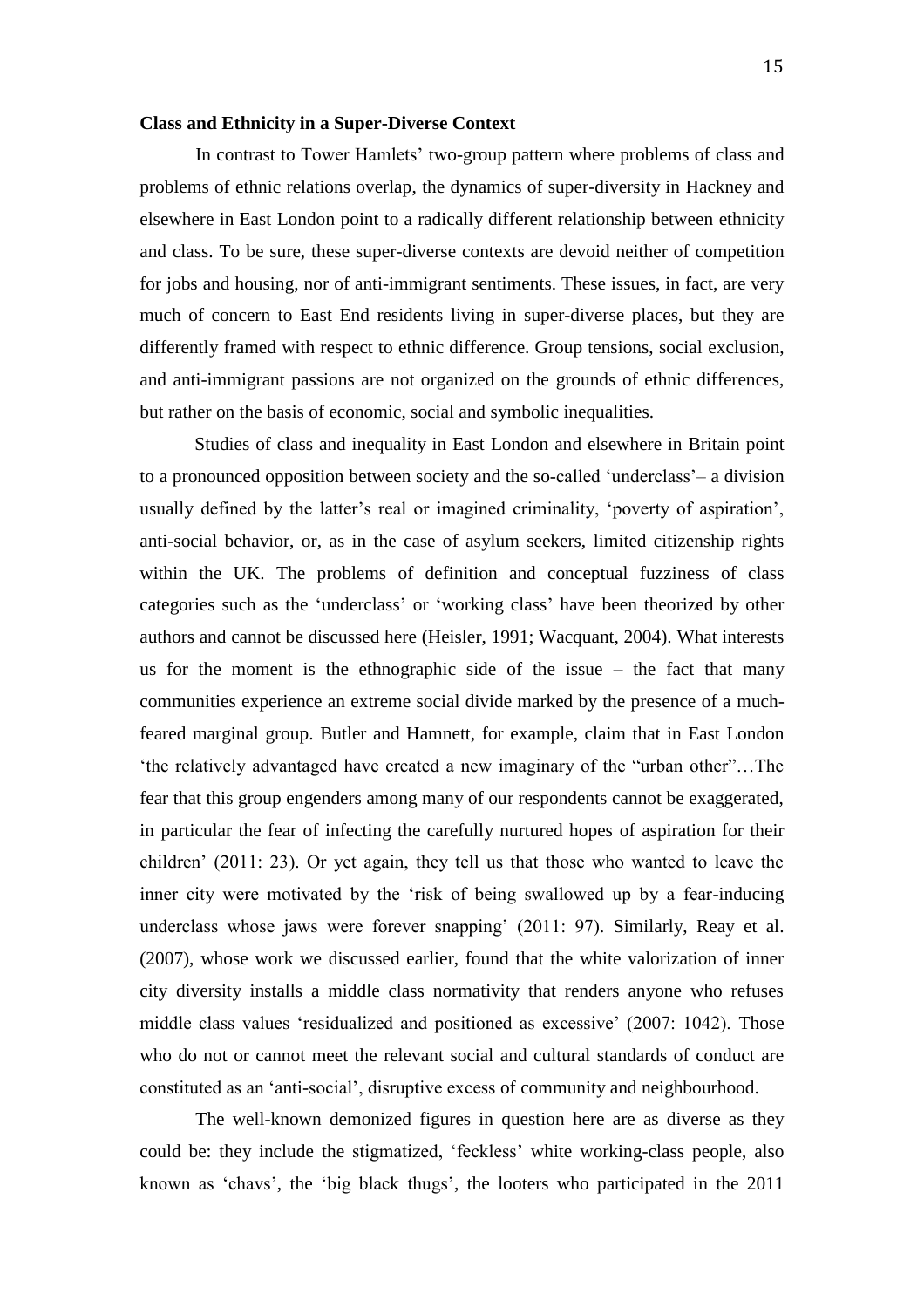**Class and Ethnicity in a Super-Diverse Context**

In contrast to Tower Hamlets' two-group pattern where problems of class and problems of ethnic relations overlap, the dynamics of super-diversity in Hackney and elsewhere in East London point to a radically different relationship between ethnicity and class. To be sure, these super-diverse contexts are devoid neither of competition for jobs and housing, nor of anti-immigrant sentiments. These issues, in fact, are very much of concern to East End residents living in super-diverse places, but they are differently framed with respect to ethnic difference. Group tensions, social exclusion, and anti-immigrant passions are not organized on the grounds of ethnic differences, but rather on the basis of economic, social and symbolic inequalities.

Studies of class and inequality in East London and elsewhere in Britain point to a pronounced opposition between society and the so-called 'underclass'– a division usually defined by the latter's real or imagined criminality, 'poverty of aspiration', anti-social behavior, or, as in the case of asylum seekers, limited citizenship rights within the UK. The problems of definition and conceptual fuzziness of class categories such as the 'underclass' or 'working class' have been theorized by other authors and cannot be discussed here (Heisler, 1991; Wacquant, 2004). What interests us for the moment is the ethnographic side of the issue – the fact that many communities experience an extreme social divide marked by the presence of a much-feared marginal group. Butler and Hamnett, for example, claim that in East London 'the relatively advantaged have created a new imaginary of the "urban other"…The fear that this group engenders among many of our respondents cannot be exaggerated, in particular the fear of infecting the carefully nurtured hopes of aspiration for their children' (2011: 23). Or yet again, they tell us that those who wanted to leave the inner city were motivated by the 'risk of being swallowed up by a fear-inducing underclass whose jaws were forever snapping' (2011: 97). Similarly, Reay et al. (2007), whose work we discussed earlier, found that the white valorization of inner city diversity installs a middle class normativity that renders anyone who refuses middle class values 'residualized and positioned as excessive' (2007: 1042). Those who do not or cannot meet the relevant social and cultural standards of conduct are constituted as an 'anti-social', disruptive excess of community and neighbourhood.

The well-known demonized figures in question here are as diverse as they could be: they include the stigmatized, 'feckless' white working-class people, also known as 'chavs', the 'big black thugs', the looters who participated in the 2011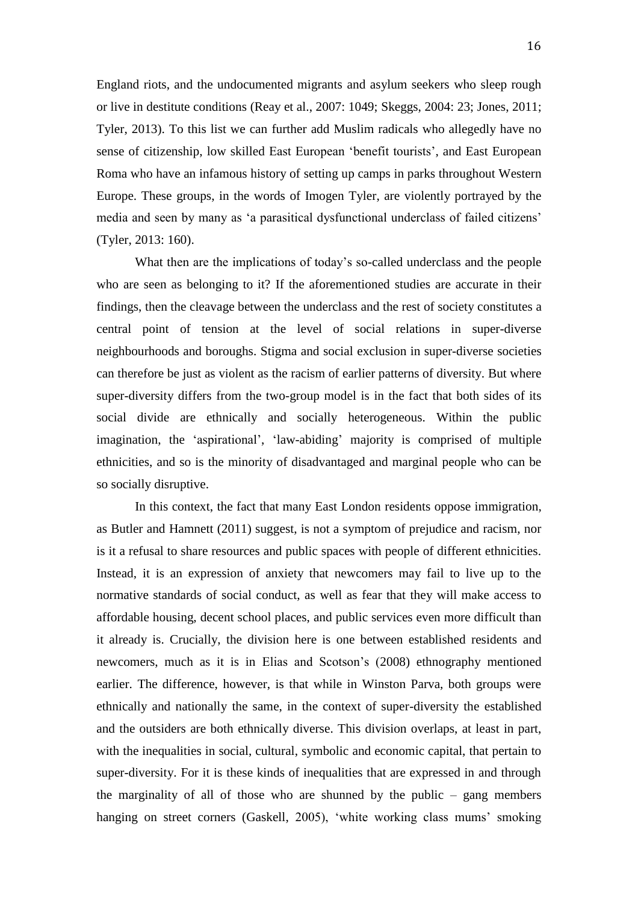England riots, and the undocumented migrants and asylum seekers who sleep rough or live in destitute conditions (Reay et al., 2007: 1049; Skeggs, 2004: 23; Jones, 2011; Tyler, 2013). To this list we can further add Muslim radicals who allegedly have no sense of citizenship, low skilled East European 'benefit tourists', and East European Roma who have an infamous history of setting up camps in parks throughout Western Europe. These groups, in the words of Imogen Tyler, are violently portrayed by the media and seen by many as 'a parasitical dysfunctional underclass of failed citizens' (Tyler, 2013: 160).

What then are the implications of today's so-called underclass and the people who are seen as belonging to it? If the aforementioned studies are accurate in their findings, then the cleavage between the underclass and the rest of society constitutes a central point of tension at the level of social relations in super-diverse neighbourhoods and boroughs. Stigma and social exclusion in super-diverse societies can therefore be just as violent as the racism of earlier patterns of diversity. But where super-diversity differs from the two-group model is in the fact that both sides of its social divide are ethnically and socially heterogeneous. Within the public imagination, the 'aspirational', 'law-abiding' majority is comprised of multiple ethnicities, and so is the minority of disadvantaged and marginal people who can be so socially disruptive.

In this context, the fact that many East London residents oppose immigration, as Butler and Hamnett (2011) suggest, is not a symptom of prejudice and racism, nor is it a refusal to share resources and public spaces with people of different ethnicities. Instead, it is an expression of anxiety that newcomers may fail to live up to the normative standards of social conduct, as well as fear that they will make access to affordable housing, decent school places, and public services even more difficult than it already is. Crucially, the division here is one between established residents and newcomers, much as it is in Elias and Scotson's (2008) ethnography mentioned earlier. The difference, however, is that while in Winston Parva, both groups were ethnically and nationally the same, in the context of super-diversity the established and the outsiders are both ethnically diverse. This division overlaps, at least in part, with the inequalities in social, cultural, symbolic and economic capital, that pertain to super-diversity. For it is these kinds of inequalities that are expressed in and through the marginality of all of those who are shunned by the public – gang members hanging on street corners (Gaskell, 2005), 'white working class mums' smoking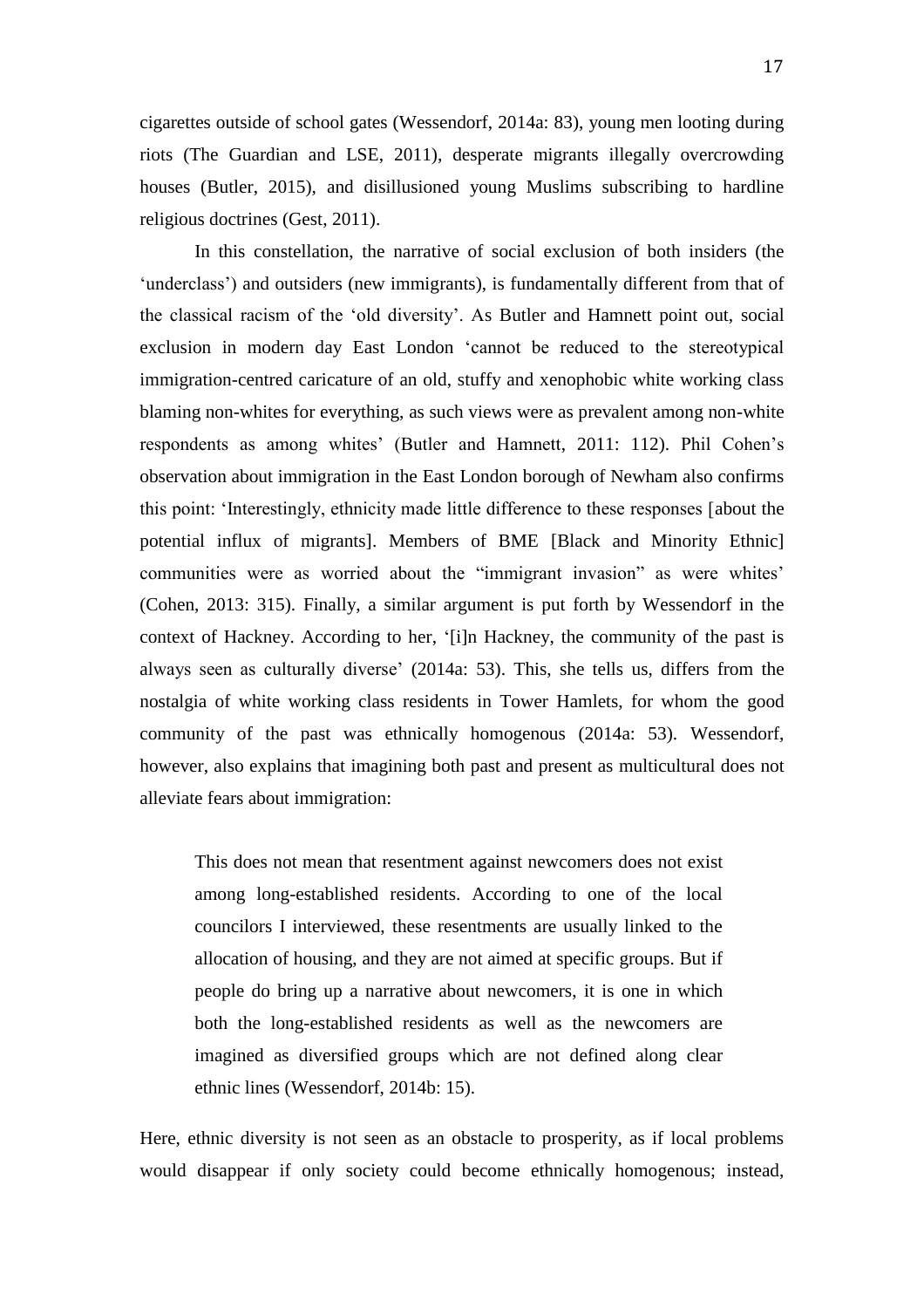cigarettes outside of school gates (Wessendorf, 2014a: 83), young men looting during riots (The Guardian and LSE, 2011), desperate migrants illegally overcrowding houses (Butler, 2015), and disillusioned young Muslims subscribing to hardline religious doctrines (Gest, 2011).

In this constellation, the narrative of social exclusion of both insiders (the 'underclass') and outsiders (new immigrants), is fundamentally different from that of the classical racism of the 'old diversity'. As Butler and Hamnett point out, social exclusion in modern day East London 'cannot be reduced to the stereotypical immigration-centred caricature of an old, stuffy and xenophobic white working class blaming non-whites for everything, as such views were as prevalent among non-white respondents as among whites' (Butler and Hamnett, 2011: 112). Phil Cohen's observation about immigration in the East London borough of Newham also confirms this point: 'Interestingly, ethnicity made little difference to these responses [about the potential influx of migrants]. Members of BME [Black and Minority Ethnic] communities were as worried about the "immigrant invasion" as were whites' (Cohen, 2013: 315). Finally, a similar argument is put forth by Wessendorf in the context of Hackney. According to her, '[i]n Hackney, the community of the past is always seen as culturally diverse' (2014a: 53). This, she tells us, differs from the nostalgia of white working class residents in Tower Hamlets, for whom the good community of the past was ethnically homogenous (2014a: 53). Wessendorf, however, also explains that imagining both past and present as multicultural does not alleviate fears about immigration:

> This does not mean that resentment against newcomers does not exist among long-established residents. According to one of the local councilors I interviewed, these resentments are usually linked to the allocation of housing, and they are not aimed at specific groups. But if people do bring up a narrative about newcomers, it is one in which both the long-established residents as well as the newcomers are imagined as diversified groups which are not defined along clear ethnic lines (Wessendorf, 2014b: 15).

Here, ethnic diversity is not seen as an obstacle to prosperity, as if local problems would disappear if only society could become ethnically homogenous; instead,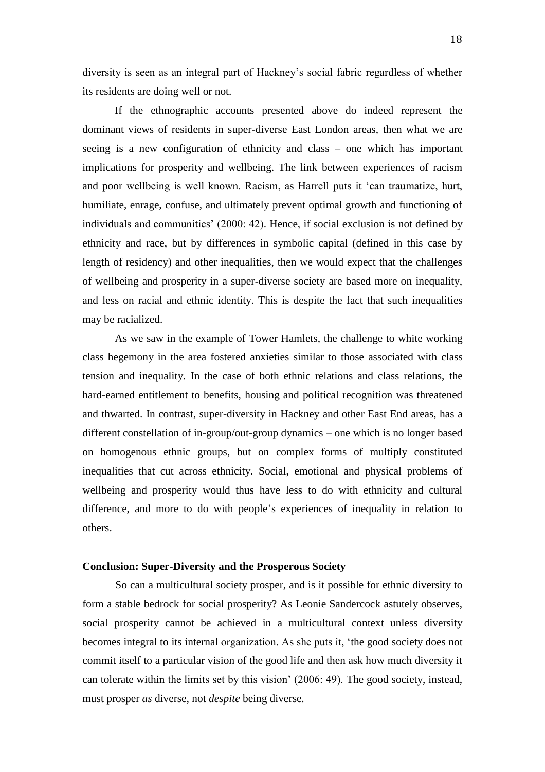diversity is seen as an integral part of Hackney's social fabric regardless of whether its residents are doing well or not.

If the ethnographic accounts presented above do indeed represent the dominant views of residents in super-diverse East London areas, then what we are seeing is a new configuration of ethnicity and class – one which has important implications for prosperity and wellbeing. The link between experiences of racism and poor wellbeing is well known. Racism, as Harrell puts it 'can traumatize, hurt, humiliate, enrage, confuse, and ultimately prevent optimal growth and functioning of individuals and communities' (2000: 42). Hence, if social exclusion is not defined by ethnicity and race, but by differences in symbolic capital (defined in this case by length of residency) and other inequalities, then we would expect that the challenges of wellbeing and prosperity in a super-diverse society are based more on inequality, and less on racial and ethnic identity. This is despite the fact that such inequalities may be racialized.

As we saw in the example of Tower Hamlets, the challenge to white working class hegemony in the area fostered anxieties similar to those associated with class tension and inequality. In the case of both ethnic relations and class relations, the hard-earned entitlement to benefits, housing and political recognition was threatened and thwarted. In contrast, super-diversity in Hackney and other East End areas, has a different constellation of in-group/out-group dynamics – one which is no longer based on homogenous ethnic groups, but on complex forms of multiply constituted inequalities that cut across ethnicity. Social, emotional and physical problems of wellbeing and prosperity would thus have less to do with ethnicity and cultural difference, and more to do with people's experiences of inequality in relation to others.

## Conclusion: Super-Diversity and the Prosperous Society

So can a multicultural society prosper, and is it possible for ethnic diversity to form a stable bedrock for social prosperity? As Leonie Sandercock astutely observes, social prosperity cannot be achieved in a multicultural context unless diversity becomes integral to its internal organization. As she puts it, 'the good society does not commit itself to a particular vision of the good life and then ask how much diversity it can tolerate within the limits set by this vision' (2006: 49). The good society, instead, must prosper *as* diverse, not *despite* being diverse.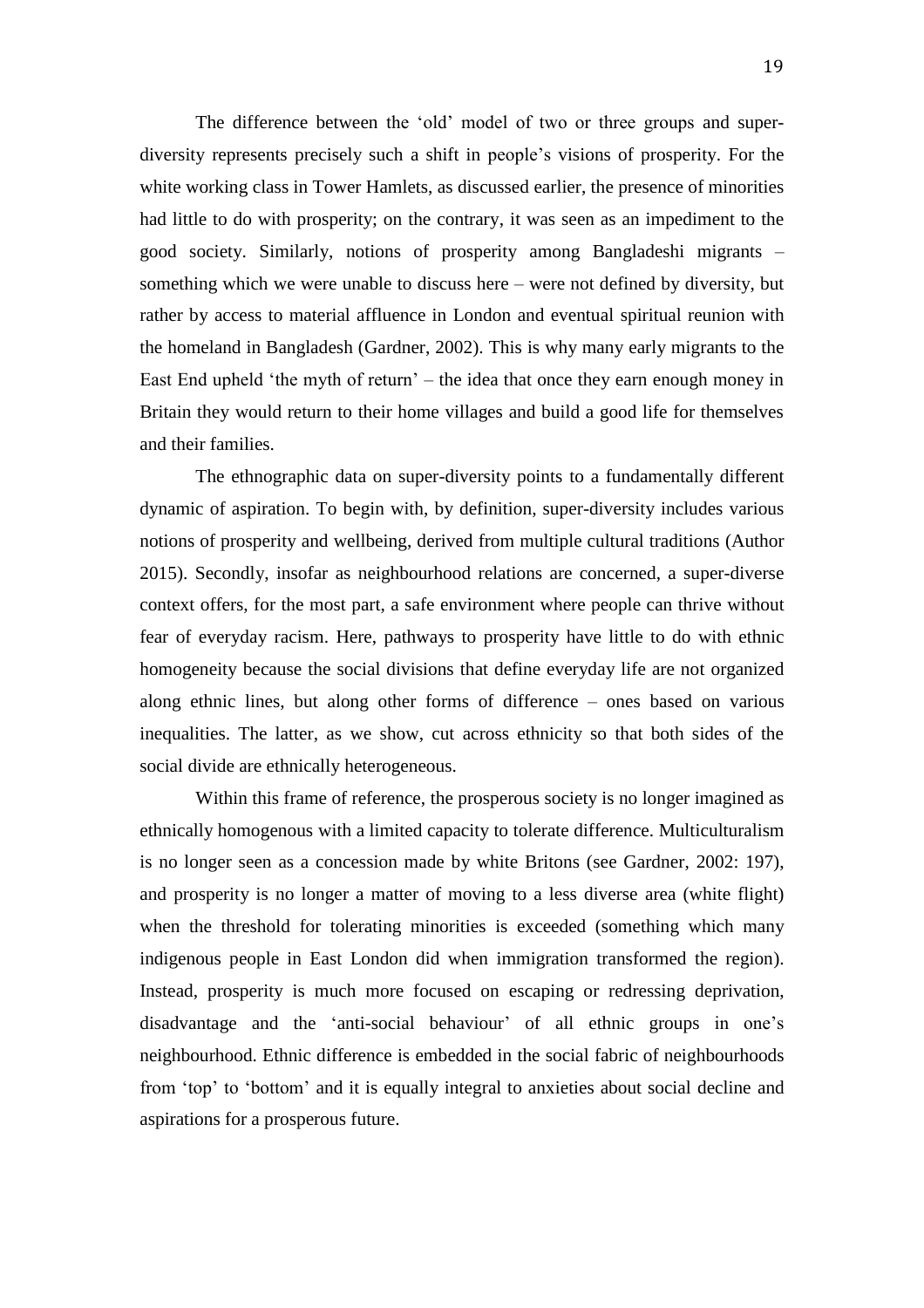The difference between the 'old' model of two or three groups and super-diversity represents precisely such a shift in people's visions of prosperity. For the white working class in Tower Hamlets, as discussed earlier, the presence of minorities had little to do with prosperity; on the contrary, it was seen as an impediment to the good society. Similarly, notions of prosperity among Bangladeshi migrants – something which we were unable to discuss here – were not defined by diversity, but rather by access to material affluence in London and eventual spiritual reunion with the homeland in Bangladesh (Gardner, 2002). This is why many early migrants to the East End upheld 'the myth of return' – the idea that once they earn enough money in Britain they would return to their home villages and build a good life for themselves and their families.

The ethnographic data on super-diversity points to a fundamentally different dynamic of aspiration. To begin with, by definition, super-diversity includes various notions of prosperity and wellbeing, derived from multiple cultural traditions (Author 2015). Secondly, insofar as neighbourhood relations are concerned, a super-diverse context offers, for the most part, a safe environment where people can thrive without fear of everyday racism. Here, pathways to prosperity have little to do with ethnic homogeneity because the social divisions that define everyday life are not organized along ethnic lines, but along other forms of difference – ones based on various inequalities. The latter, as we show, cut across ethnicity so that both sides of the social divide are ethnically heterogeneous.

Within this frame of reference, the prosperous society is no longer imagined as ethnically homogenous with a limited capacity to tolerate difference. Multiculturalism is no longer seen as a concession made by white Britons (see Gardner, 2002: 197), and prosperity is no longer a matter of moving to a less diverse area (white flight) when the threshold for tolerating minorities is exceeded (something which many indigenous people in East London did when immigration transformed the region). Instead, prosperity is much more focused on escaping or redressing deprivation, disadvantage and the 'anti-social behaviour' of all ethnic groups in one's neighbourhood. Ethnic difference is embedded in the social fabric of neighbourhoods from 'top' to 'bottom' and it is equally integral to anxieties about social decline and aspirations for a prosperous future.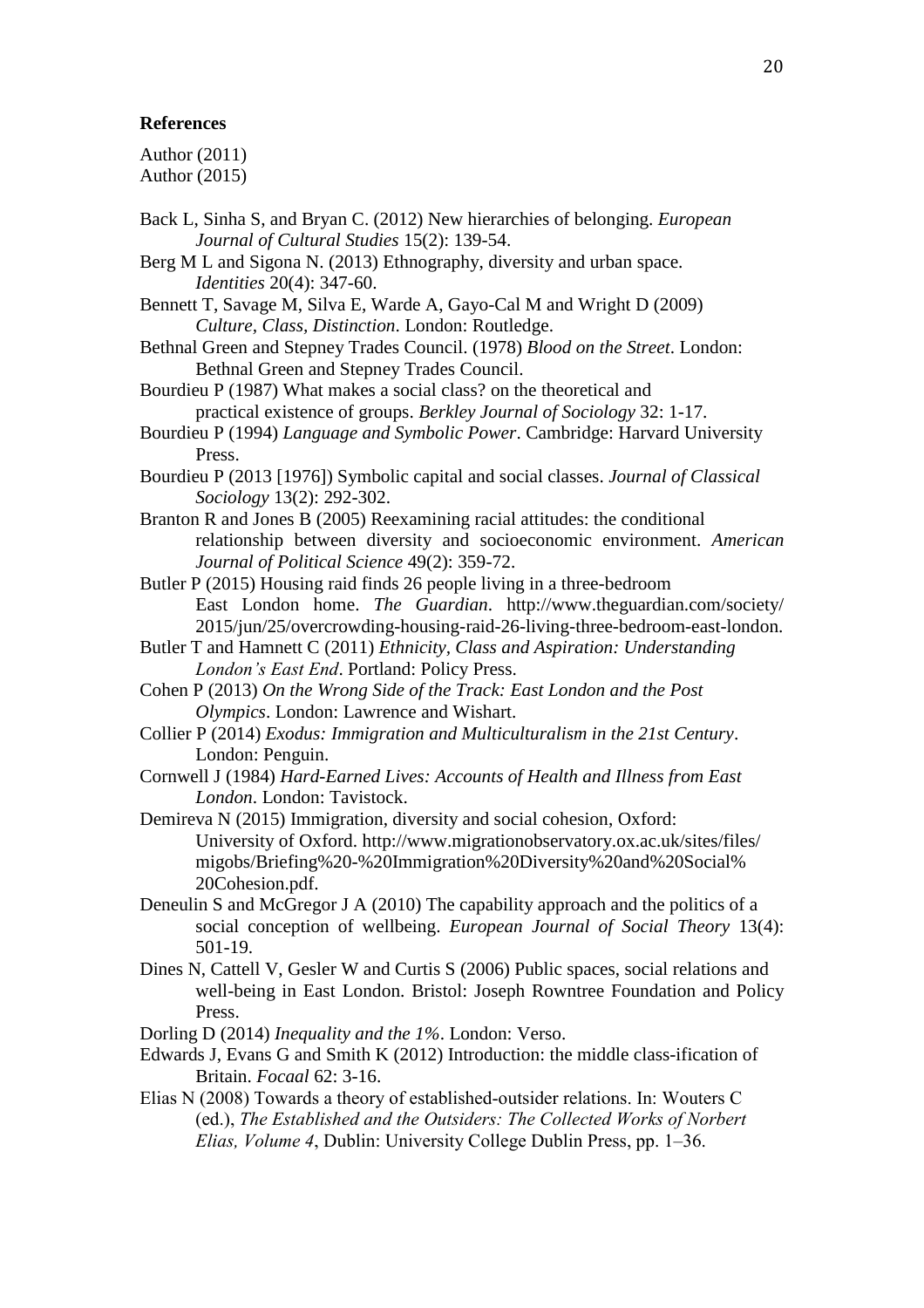## References

Author (2011)
Author (2015)

Back L, Sinha S, and Bryan C. (2012) New hierarchies of belonging. *European Journal of Cultural Studies* 15(2): 139-54.

Berg M L and Sigona N. (2013) Ethnography, diversity and urban space. *Identities* 20(4): 347-60.

Bennett T, Savage M, Silva E, Warde A, Gayo-Cal M and Wright D (2009) *Culture, Class, Distinction*. London: Routledge.

Bethnal Green and Stepney Trades Council. (1978) *Blood on the Street*. London: Bethnal Green and Stepney Trades Council.

Bourdieu P (1987) What makes a social class? on the theoretical and practical existence of groups. *Berkley Journal of Sociology* 32: 1-17.

Bourdieu P (1994) *Language and Symbolic Power*. Cambridge: Harvard University Press.

Bourdieu P (2013 [1976]) Symbolic capital and social classes. *Journal of Classical Sociology* 13(2): 292-302.

Branton R and Jones B (2005) Reexamining racial attitudes: the conditional relationship between diversity and socioeconomic environment. *American Journal of Political Science* 49(2): 359-72.

Butler P (2015) Housing raid finds 26 people living in a three-bedroom East London home. *The Guardian*. http://www.theguardian.com/society/2015/jun/25/overcrowding-housing-raid-26-living-three-bedroom-east-london.

Butler T and Hamnett C (2011) *Ethnicity, Class and Aspiration: Understanding London's East End*. Portland: Policy Press.

Cohen P (2013) *On the Wrong Side of the Track: East London and the Post Olympics*. London: Lawrence and Wishart.

Collier P (2014) *Exodus: Immigration and Multiculturalism in the 21st Century*. London: Penguin.

Cornwell J (1984) *Hard-Earned Lives: Accounts of Health and Illness from East London*. London: Tavistock.

Demireva N (2015) Immigration, diversity and social cohesion, Oxford: University of Oxford. http://www.migrationobservatory.ox.ac.uk/sites/files/migobs/Briefing%20-%20Immigration%20Diversity%20and%20Social%20Cohesion.pdf.

Deneulin S and McGregor J A (2010) The capability approach and the politics of a social conception of wellbeing. *European Journal of Social Theory* 13(4): 501-19.

Dines N, Cattell V, Gesler W and Curtis S (2006) Public spaces, social relations and well-being in East London. Bristol: Joseph Rowntree Foundation and Policy Press.

Dorling D (2014) *Inequality and the 1%*. London: Verso.

Edwards J, Evans G and Smith K (2012) Introduction: the middle class-ification of Britain. *Focaal* 62: 3-16.

Elias N (2008) Towards a theory of established-outsider relations. In: Wouters C (ed.), *The Established and the Outsiders: The Collected Works of Norbert Elias, Volume 4*, Dublin: University College Dublin Press, pp. 1–36.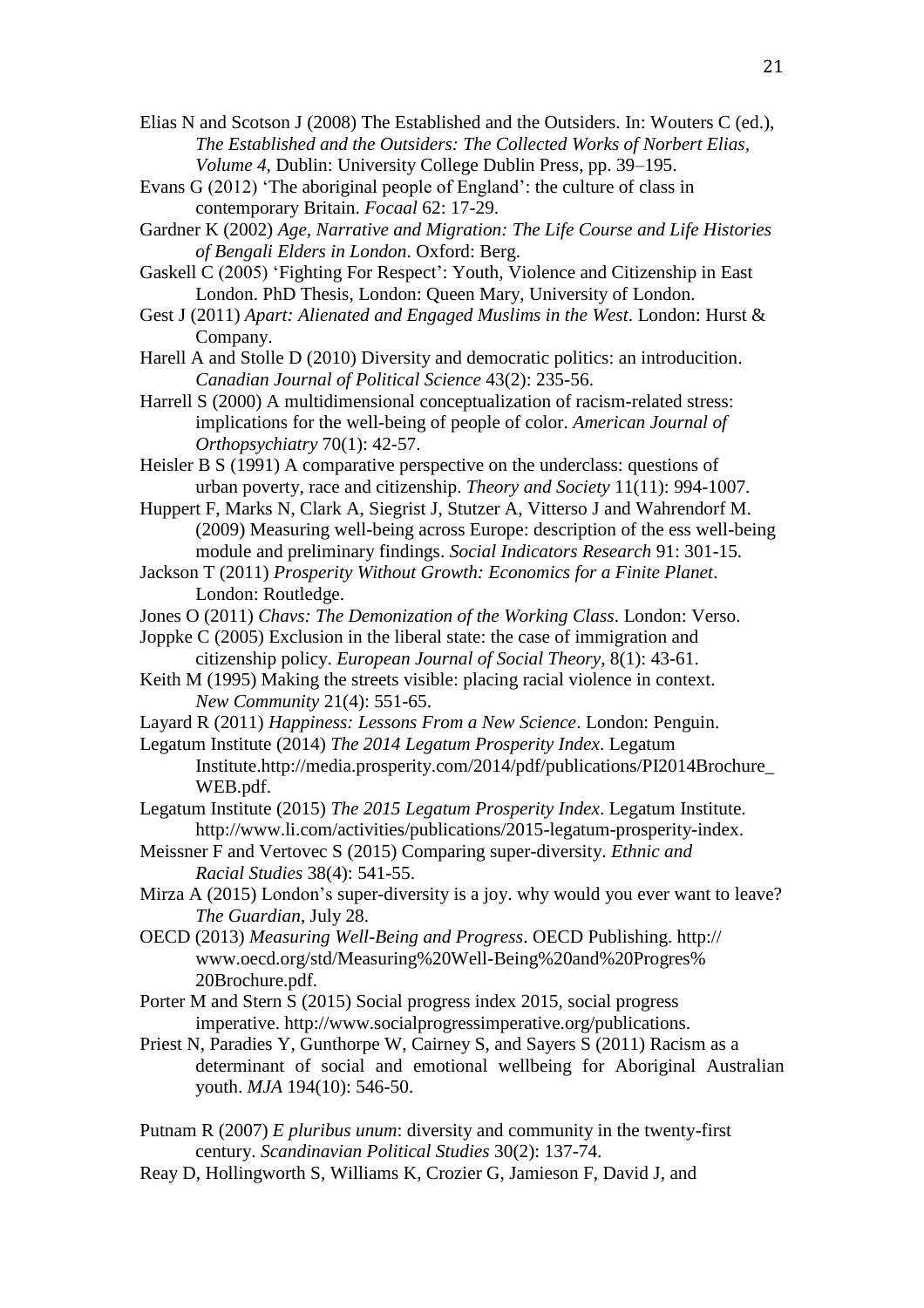Elias N and Scotson J (2008) The Established and the Outsiders. In: Wouters C (ed.), *The Established and the Outsiders: The Collected Works of Norbert Elias, Volume 4*, Dublin: University College Dublin Press, pp. 39–195.

Evans G (2012) 'The aboriginal people of England': the culture of class in contemporary Britain. *Focaal* 62: 17-29.

Gardner K (2002) *Age, Narrative and Migration: The Life Course and Life Histories of Bengali Elders in London*. Oxford: Berg.

Gaskell C (2005) 'Fighting For Respect': Youth, Violence and Citizenship in East London. PhD Thesis, London: Queen Mary, University of London.

Gest J (2011) *Apart: Alienated and Engaged Muslims in the West*. London: Hurst & Company.

Harell A and Stolle D (2010) Diversity and democratic politics: an introducition. *Canadian Journal of Political Science* 43(2): 235-56.

Harrell S (2000) A multidimensional conceptualization of racism-related stress: implications for the well-being of people of color. *American Journal of Orthopsychiatry* 70(1): 42-57.

Heisler B S (1991) A comparative perspective on the underclass: questions of urban poverty, race and citizenship. *Theory and Society* 11(11): 994-1007.

Huppert F, Marks N, Clark A, Siegrist J, Stutzer A, Vitterso J and Wahrendorf M. (2009) Measuring well-being across Europe: description of the ess well-being module and preliminary findings. *Social Indicators Research* 91: 301-15.

Jackson T (2011) *Prosperity Without Growth: Economics for a Finite Planet*. London: Routledge.

Jones O (2011) *Chavs: The Demonization of the Working Class*. London: Verso.

Joppke C (2005) Exclusion in the liberal state: the case of immigration and citizenship policy. *European Journal of Social Theory*, 8(1): 43-61.

Keith M (1995) Making the streets visible: placing racial violence in context. *New Community* 21(4): 551-65.

Layard R (2011) *Happiness: Lessons From a New Science*. London: Penguin.

Legatum Institute (2014) *The 2014 Legatum Prosperity Index*. Legatum Institute.http://media.prosperity.com/2014/pdf/publications/PI2014Brochure_WEB.pdf.

Legatum Institute (2015) *The 2015 Legatum Prosperity Index*. Legatum Institute. http://www.li.com/activities/publications/2015-legatum-prosperity-index.

Meissner F and Vertovec S (2015) Comparing super-diversity. *Ethnic and Racial Studies* 38(4): 541-55.

Mirza A (2015) London's super-diversity is a joy. why would you ever want to leave? *The Guardian*, July 28.

OECD (2013) *Measuring Well-Being and Progress*. OECD Publishing. http:// www.oecd.org/std/Measuring%20Well-Being%20and%20Progres%20Brochure.pdf.

Porter M and Stern S (2015) Social progress index 2015, social progress imperative. http://www.socialprogressimperative.org/publications.

Priest N, Paradies Y, Gunthorpe W, Cairney S, and Sayers S (2011) Racism as a determinant of social and emotional wellbeing for Aboriginal Australian youth. *MJA* 194(10): 546-50.

Putnam R (2007) *E pluribus unum*: diversity and community in the twenty-first century. *Scandinavian Political Studies* 30(2): 137-74.

Reay D, Hollingworth S, Williams K, Crozier G, Jamieson F, David J, and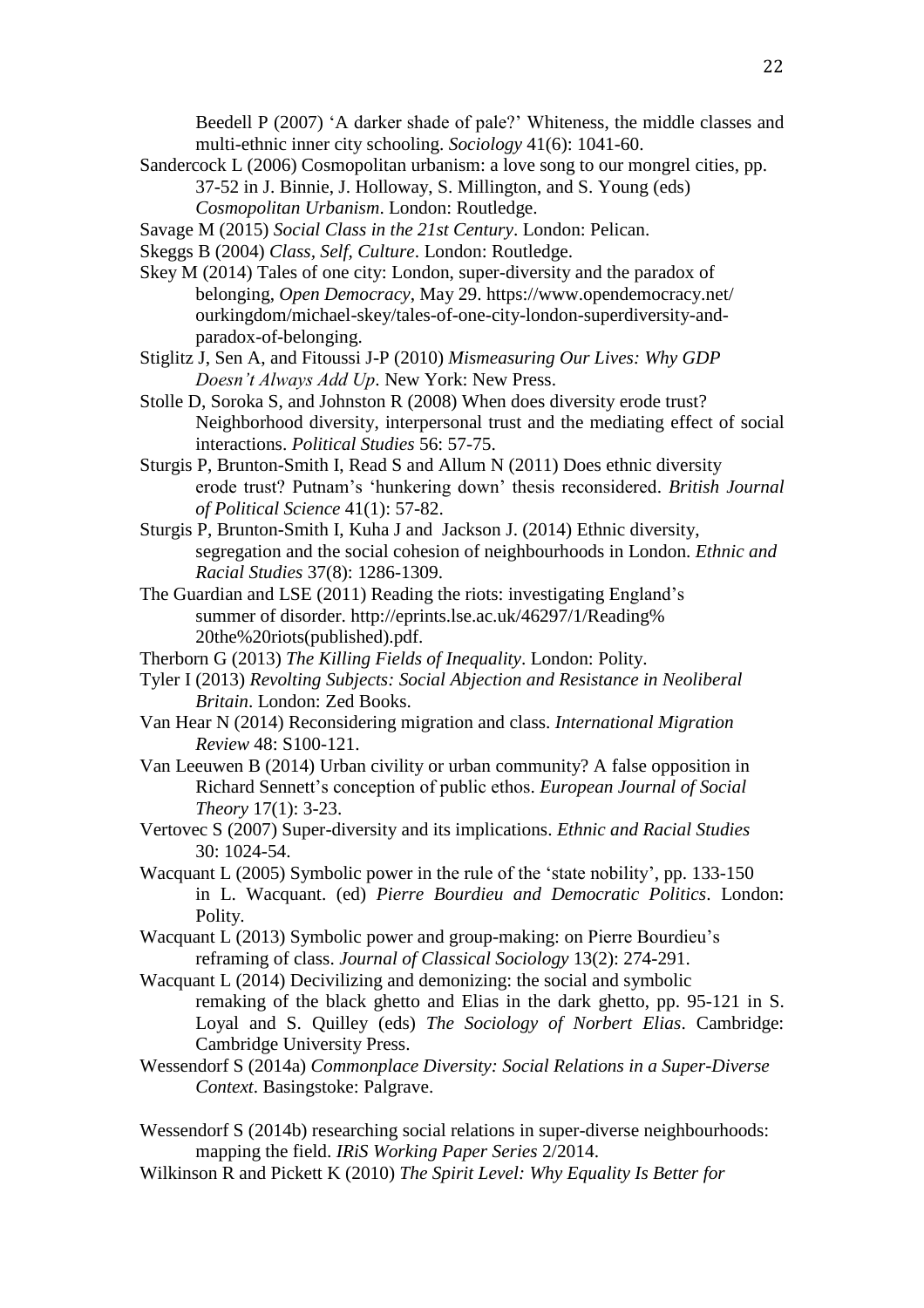Beedell P (2007) 'A darker shade of pale?' Whiteness, the middle classes and multi-ethnic inner city schooling. *Sociology* 41(6): 1041-60.

Sandercock L (2006) Cosmopolitan urbanism: a love song to our mongrel cities, pp. 37-52 in J. Binnie, J. Holloway, S. Millington, and S. Young (eds) *Cosmopolitan Urbanism*. London: Routledge.

Savage M (2015) *Social Class in the 21st Century*. London: Pelican.

Skeggs B (2004) *Class, Self, Culture*. London: Routledge.

Skey M (2014) Tales of one city: London, super-diversity and the paradox of belonging, *Open Democracy*, May 29. https://www.opendemocracy.net/ourkingdom/michael-skey/tales-of-one-city-london-superdiversity-and-paradox-of-belonging.

Stiglitz J, Sen A, and Fitoussi J-P (2010) *Mismeasuring Our Lives: Why GDP Doesn't Always Add Up*. New York: New Press.

Stolle D, Soroka S, and Johnston R (2008) When does diversity erode trust? Neighborhood diversity, interpersonal trust and the mediating effect of social interactions. *Political Studies* 56: 57-75.

Sturgis P, Brunton-Smith I, Read S and Allum N (2011) Does ethnic diversity erode trust? Putnam's 'hunkering down' thesis reconsidered. *British Journal of Political Science* 41(1): 57-82.

Sturgis P, Brunton-Smith I, Kuha J and Jackson J. (2014) Ethnic diversity, segregation and the social cohesion of neighbourhoods in London. *Ethnic and Racial Studies* 37(8): 1286-1309.

The Guardian and LSE (2011) Reading the riots: investigating England's summer of disorder. http://eprints.lse.ac.uk/46297/1/Reading%20the%20riots(published).pdf.

Therborn G (2013) *The Killing Fields of Inequality*. London: Polity.

Tyler I (2013) *Revolting Subjects: Social Abjection and Resistance in Neoliberal Britain*. London: Zed Books.

Van Hear N (2014) Reconsidering migration and class. *International Migration Review* 48: S100-121.

Van Leeuwen B (2014) Urban civility or urban community? A false opposition in Richard Sennett's conception of public ethos. *European Journal of Social Theory* 17(1): 3-23.

Vertovec S (2007) Super-diversity and its implications. *Ethnic and Racial Studies* 30: 1024-54.

Wacquant L (2005) Symbolic power in the rule of the 'state nobility', pp. 133-150 in L. Wacquant. (ed) *Pierre Bourdieu and Democratic Politics*. London: Polity.

Wacquant L (2013) Symbolic power and group-making: on Pierre Bourdieu's reframing of class. *Journal of Classical Sociology* 13(2): 274-291.

Wacquant L (2014) Decivilizing and demonizing: the social and symbolic remaking of the black ghetto and Elias in the dark ghetto, pp. 95-121 in S. Loyal and S. Quilley (eds) *The Sociology of Norbert Elias*. Cambridge: Cambridge University Press.

Wessendorf S (2014a) *Commonplace Diversity: Social Relations in a Super-Diverse Context*. Basingstoke: Palgrave.

Wessendorf S (2014b) researching social relations in super-diverse neighbourhoods: mapping the field. *IRiS Working Paper Series* 2/2014.

Wilkinson R and Pickett K (2010) *The Spirit Level: Why Equality Is Better for*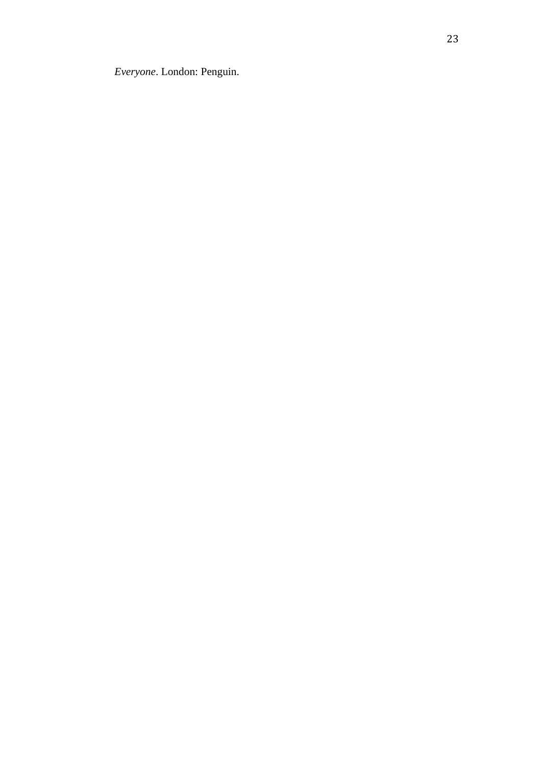*Everyone*. London: Penguin.